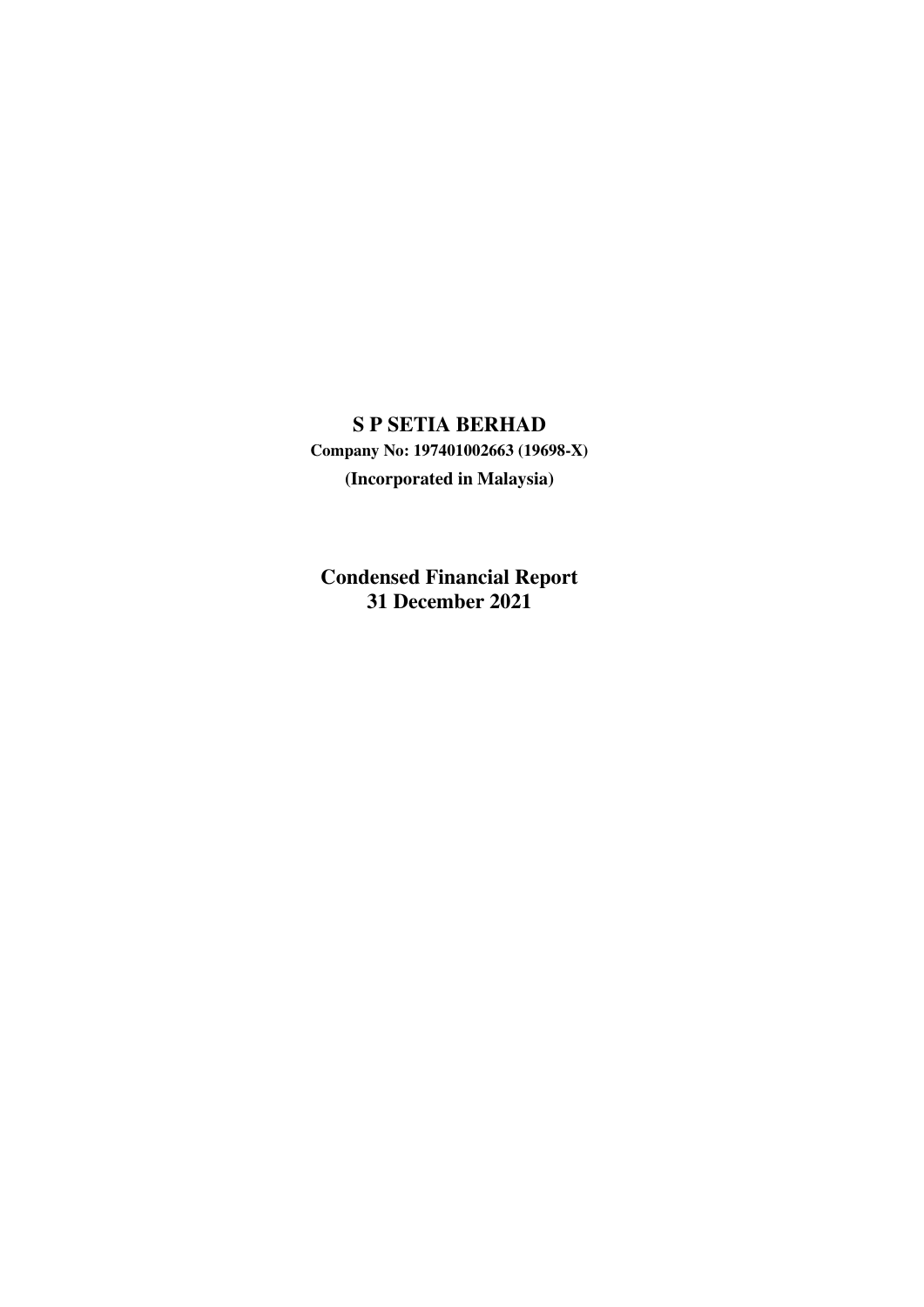# S P SETIA BERHAD

**Company No: 197401002663 (19698-X)**

**(Incorporated in Malaysia)**

## Condensed Financial Report
## 31 December 2021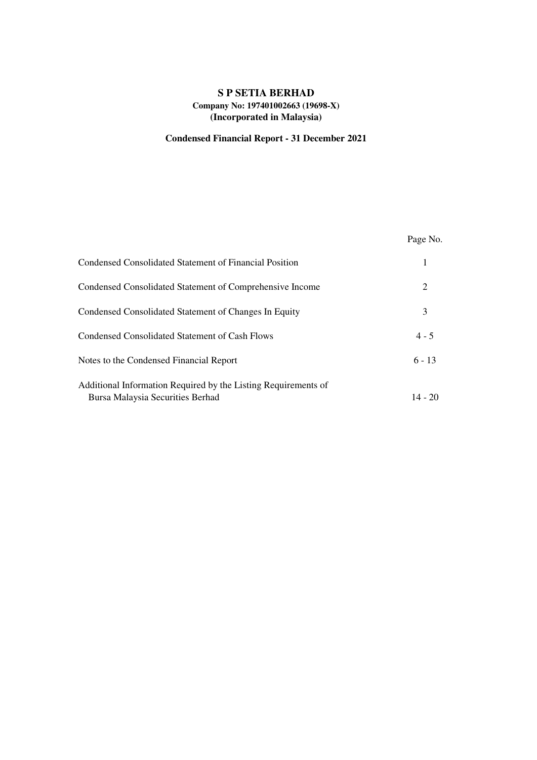# S P SETIA BERHAD

**Company No: 197401002663 (19698-X)**
**(Incorporated in Malaysia)**

**Condensed Financial Report - 31 December 2021**

| | Page No. |
|---|---|
| Condensed Consolidated Statement of Financial Position | 1 |
| Condensed Consolidated Statement of Comprehensive Income | 2 |
| Condensed Consolidated Statement of Changes In Equity | 3 |
| Condensed Consolidated Statement of Cash Flows | 4 - 5 |
| Notes to the Condensed Financial Report | 6 - 13 |
| Additional Information Required by the Listing Requirements of Bursa Malaysia Securities Berhad | 14 - 20 |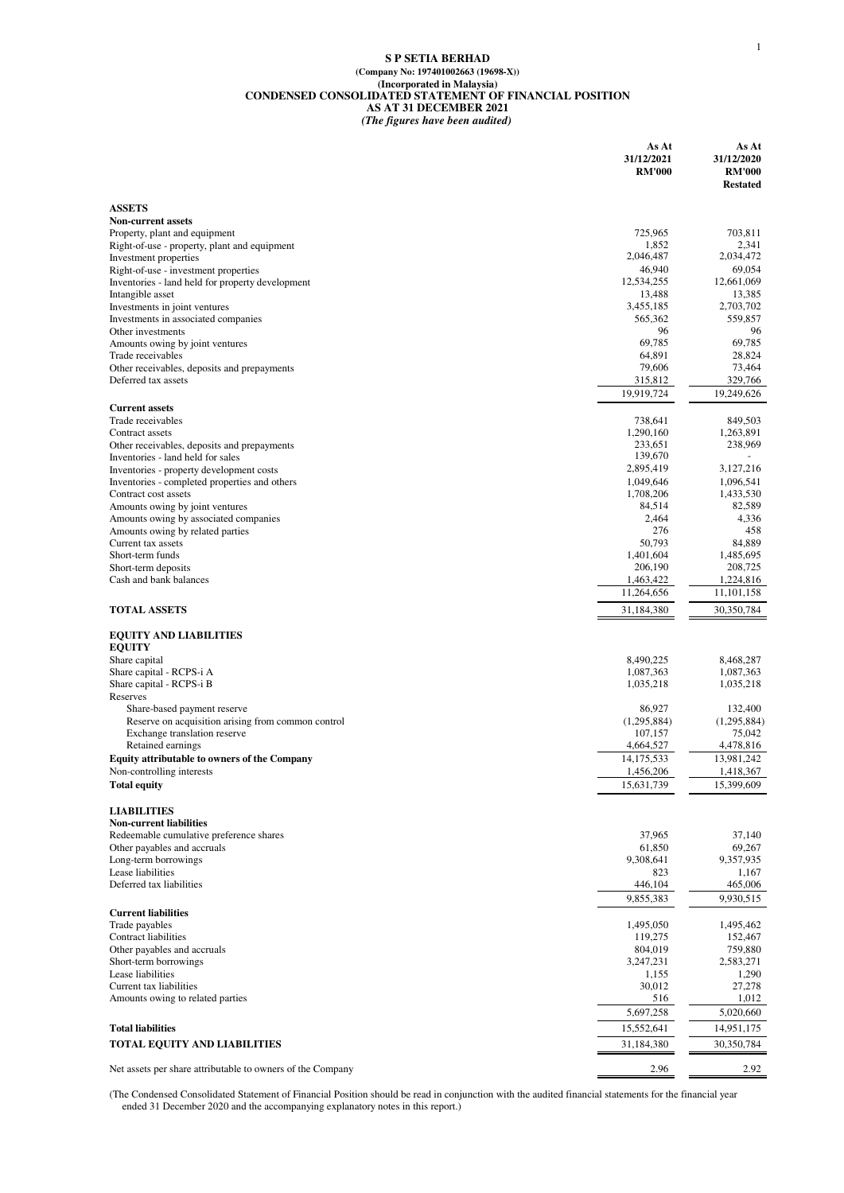# S P SETIA BERHAD

**(Company No: 197401002663 (19698-X))**

**(Incorporated in Malaysia)**

## CONDENSED CONSOLIDATED STATEMENT OF FINANCIAL POSITION

**AS AT 31 DECEMBER 2021**

***(The figures have been audited)***

| | As At 31/12/2021 RM'000 | As At 31/12/2020 RM'000 Restated |
|---|---|---|
| **ASSETS** | | |
| **Non-current assets** | | |
| Property, plant and equipment | 725,965 | 703,811 |
| Right-of-use - property, plant and equipment | 1,852 | 2,341 |
| Investment properties | 2,046,487 | 2,034,472 |
| Right-of-use - investment properties | 46,940 | 69,054 |
| Inventories - land held for property development | 12,534,255 | 12,661,069 |
| Intangible asset | 13,488 | 13,385 |
| Investments in joint ventures | 3,455,185 | 2,703,702 |
| Investments in associated companies | 565,362 | 559,857 |
| Other investments | 96 | 96 |
| Amounts owing by joint ventures | 69,785 | 69,785 |
| Trade receivables | 64,891 | 28,824 |
| Other receivables, deposits and prepayments | 79,606 | 73,464 |
| Deferred tax assets | 315,812 | 329,766 |
| | 19,919,724 | 19,249,626 |
| **Current assets** | | |
| Trade receivables | 738,641 | 849,503 |
| Contract assets | 1,290,160 | 1,263,891 |
| Other receivables, deposits and prepayments | 233,651 | 238,969 |
| Inventories - land held for sales | 139,670 | - |
| Inventories - property development costs | 2,895,419 | 3,127,216 |
| Inventories - completed properties and others | 1,049,646 | 1,096,541 |
| Contract cost assets | 1,708,206 | 1,433,530 |
| Amounts owing by joint ventures | 84,514 | 82,589 |
| Amounts owing by associated companies | 2,464 | 4,336 |
| Amounts owing by related parties | 276 | 458 |
| Current tax assets | 50,793 | 84,889 |
| Short-term funds | 1,401,604 | 1,485,695 |
| Short-term deposits | 206,190 | 208,725 |
| Cash and bank balances | 1,463,422 | 1,224,816 |
| | 11,264,656 | 11,101,158 |
| **TOTAL ASSETS** | 31,184,380 | 30,350,784 |
| **EQUITY AND LIABILITIES** | | |
| **EQUITY** | | |
| Share capital | 8,490,225 | 8,468,287 |
| Share capital - RCPS-i A | 1,087,363 | 1,087,363 |
| Share capital - RCPS-i B | 1,035,218 | 1,035,218 |
| Reserves | | |
| Share-based payment reserve | 86,927 | 132,400 |
| Reserve on acquisition arising from common control | (1,295,884) | (1,295,884) |
| Exchange translation reserve | 107,157 | 75,042 |
| Retained earnings | 4,664,527 | 4,478,816 |
| **Equity attributable to owners of the Company** | 14,175,533 | 13,981,242 |
| Non-controlling interests | 1,456,206 | 1,418,367 |
| **Total equity** | 15,631,739 | 15,399,609 |
| **LIABILITIES** | | |
| **Non-current liabilities** | | |
| Redeemable cumulative preference shares | 37,965 | 37,140 |
| Other payables and accruals | 61,850 | 69,267 |
| Long-term borrowings | 9,308,641 | 9,357,935 |
| Lease liabilities | 823 | 1,167 |
| Deferred tax liabilities | 446,104 | 465,006 |
| | 9,855,383 | 9,930,515 |
| **Current liabilities** | | |
| Trade payables | 1,495,050 | 1,495,462 |
| Contract liabilities | 119,275 | 152,467 |
| Other payables and accruals | 804,019 | 759,880 |
| Short-term borrowings | 3,247,231 | 2,583,271 |
| Lease liabilities | 1,155 | 1,290 |
| Current tax liabilities | 30,012 | 27,278 |
| Amounts owing to related parties | 516 | 1,012 |
| | 5,697,258 | 5,020,660 |
| **Total liabilities** | 15,552,641 | 14,951,175 |
| **TOTAL EQUITY AND LIABILITIES** | 31,184,380 | 30,350,784 |
| Net assets per share attributable to owners of the Company | 2.96 | 2.92 |

(The Condensed Consolidated Statement of Financial Position should be read in conjunction with the audited financial statements for the financial year ended 31 December 2020 and the accompanying explanatory notes in this report.)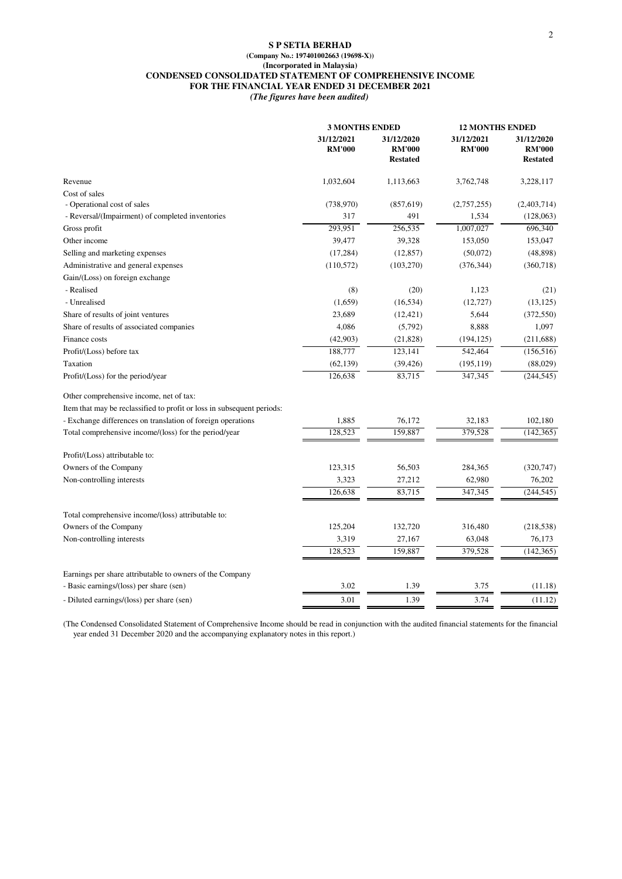**S P SETIA BERHAD**
**(Company No.: 197401002663 (19698-X))**
**(Incorporated in Malaysia)**

# CONDENSED CONSOLIDATED STATEMENT OF COMPREHENSIVE INCOME FOR THE FINANCIAL YEAR ENDED 31 DECEMBER 2021

***(The figures have been audited)***

| | 3 MONTHS ENDED | | 12 MONTHS ENDED | |
|---|---|---|---|---|
| | 31/12/2021 RM'000 | 31/12/2020 RM'000 Restated | 31/12/2021 RM'000 | 31/12/2020 RM'000 Restated |
| Revenue | 1,032,604 | 1,113,663 | 3,762,748 | 3,228,117 |
| Cost of sales | | | | |
| - Operational cost of sales | (738,970) | (857,619) | (2,757,255) | (2,403,714) |
| - Reversal/(Impairment) of completed inventories | 317 | 491 | 1,534 | (128,063) |
| Gross profit | 293,951 | 256,535 | 1,007,027 | 696,340 |
| Other income | 39,477 | 39,328 | 153,050 | 153,047 |
| Selling and marketing expenses | (17,284) | (12,857) | (50,072) | (48,898) |
| Administrative and general expenses | (110,572) | (103,270) | (376,344) | (360,718) |
| Gain/(Loss) on foreign exchange | | | | |
| - Realised | (8) | (20) | 1,123 | (21) |
| - Unrealised | (1,659) | (16,534) | (12,727) | (13,125) |
| Share of results of joint ventures | 23,689 | (12,421) | 5,644 | (372,550) |
| Share of results of associated companies | 4,086 | (5,792) | 8,888 | 1,097 |
| Finance costs | (42,903) | (21,828) | (194,125) | (211,688) |
| Profit/(Loss) before tax | 188,777 | 123,141 | 542,464 | (156,516) |
| Taxation | (62,139) | (39,426) | (195,119) | (88,029) |
| Profit/(Loss) for the period/year | 126,638 | 83,715 | 347,345 | (244,545) |
| Other comprehensive income, net of tax: | | | | |
| Item that may be reclassified to profit or loss in subsequent periods: | | | | |
| - Exchange differences on translation of foreign operations | 1,885 | 76,172 | 32,183 | 102,180 |
| Total comprehensive income/(loss) for the period/year | 128,523 | 159,887 | 379,528 | (142,365) |
| Profit/(Loss) attributable to: | | | | |
| Owners of the Company | 123,315 | 56,503 | 284,365 | (320,747) |
| Non-controlling interests | 3,323 | 27,212 | 62,980 | 76,202 |
| | 126,638 | 83,715 | 347,345 | (244,545) |
| Total comprehensive income/(loss) attributable to: | | | | |
| Owners of the Company | 125,204 | 132,720 | 316,480 | (218,538) |
| Non-controlling interests | 3,319 | 27,167 | 63,048 | 76,173 |
| | 128,523 | 159,887 | 379,528 | (142,365) |
| Earnings per share attributable to owners of the Company | | | | |
| - Basic earnings/(loss) per share (sen) | 3.02 | 1.39 | 3.75 | (11.18) |
| - Diluted earnings/(loss) per share (sen) | 3.01 | 1.39 | 3.74 | (11.12) |

(The Condensed Consolidated Statement of Comprehensive Income should be read in conjunction with the audited financial statements for the financial year ended 31 December 2020 and the accompanying explanatory notes in this report.)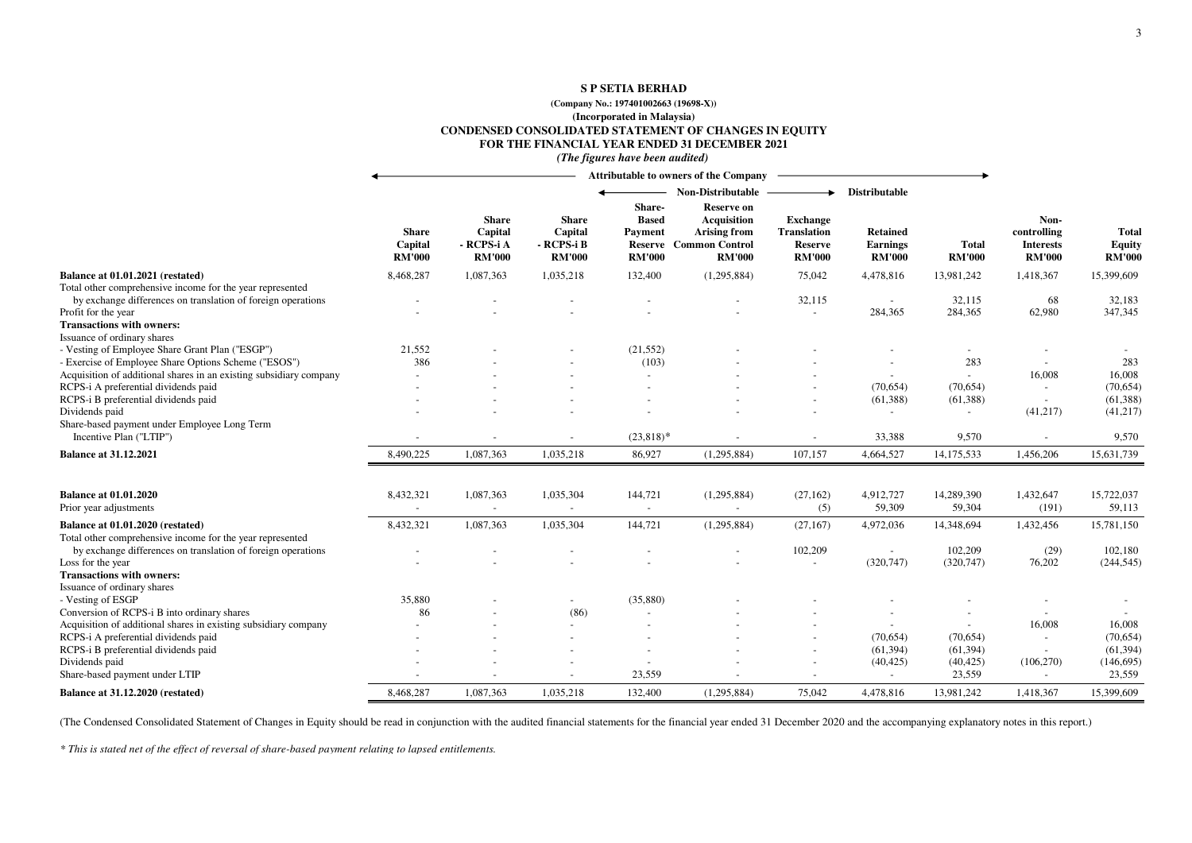# S P SETIA BERHAD

**(Company No.: 197401002663 (19698-X))**

**(Incorporated in Malaysia)**

## CONDENSED CONSOLIDATED STATEMENT OF CHANGES IN EQUITY FOR THE FINANCIAL YEAR ENDED 31 DECEMBER 2021

*(The figures have been audited)*

| | Attributable to owners of the Company | | | | | | | | | |
|---|---|---|---|---|---|---|---|---|---|---|
| | | | | Non-Distributable | | | Distributable | | | |
| | Share Capital RM'000 | Share Capital - RCPS-i A RM'000 | Share Capital - RCPS-i B RM'000 | Share-Based Payment Reserve RM'000 | Reserve on Acquisition Arising from Common Control RM'000 | Exchange Translation Reserve RM'000 | Retained Earnings RM'000 | Total RM'000 | Non-controlling Interests RM'000 | Total Equity RM'000 |
| **Balance at 01.01.2021 (restated)** | 8,468,287 | 1,087,363 | 1,035,218 | 132,400 | (1,295,884) | 75,042 | 4,478,816 | 13,981,242 | 1,418,367 | 15,399,609 |
| Total other comprehensive income for the year represented by exchange differences on translation of foreign operations | - | - | - | - | - | 32,115 | - | 32,115 | 68 | 32,183 |
| Profit for the year | - | - | - | - | - | - | 284,365 | 284,365 | 62,980 | 347,345 |
| **Transactions with owners:** | | | | | | | | | | |
| Issuance of ordinary shares | | | | | | | | | | |
| - Vesting of Employee Share Grant Plan ("ESGP") | 21,552 | - | - | (21,552) | - | - | - | - | - | - |
| - Exercise of Employee Share Options Scheme ("ESOS") | 386 | - | - | (103) | - | - | - | 283 | - | 283 |
| Acquisition of additional shares in an existing subsidiary company | - | - | - | - | - | - | - | - | 16,008 | 16,008 |
| RCPS-i A preferential dividends paid | - | - | - | - | - | - | (70,654) | (70,654) | - | (70,654) |
| RCPS-i B preferential dividends paid | - | - | - | - | - | - | (61,388) | (61,388) | - | (61,388) |
| Dividends paid | - | - | - | - | - | - | - | - | (41,217) | (41,217) |
| Share-based payment under Employee Long Term Incentive Plan ("LTIP") | - | - | - | (23,818)* | - | - | 33,388 | 9,570 | - | 9,570 |
| **Balance at 31.12.2021** | 8,490,225 | 1,087,363 | 1,035,218 | 86,927 | (1,295,884) | 107,157 | 4,664,527 | 14,175,533 | 1,456,206 | 15,631,739 |
| | | | | | | | | | | |
| **Balance at 01.01.2020** | 8,432,321 | 1,087,363 | 1,035,304 | 144,721 | (1,295,884) | (27,162) | 4,912,727 | 14,289,390 | 1,432,647 | 15,722,037 |
| Prior year adjustments | - | - | - | - | - | (5) | 59,309 | 59,304 | (191) | 59,113 |
| **Balance at 01.01.2020 (restated)** | 8,432,321 | 1,087,363 | 1,035,304 | 144,721 | (1,295,884) | (27,167) | 4,972,036 | 14,348,694 | 1,432,456 | 15,781,150 |
| Total other comprehensive income for the year represented by exchange differences on translation of foreign operations | - | - | - | - | - | 102,209 | - | 102,209 | (29) | 102,180 |
| Loss for the year | - | - | - | - | - | - | (320,747) | (320,747) | 76,202 | (244,545) |
| **Transactions with owners:** | | | | | | | | | | |
| Issuance of ordinary shares | | | | | | | | | | |
| - Vesting of ESGP | 35,880 | - | - | (35,880) | - | - | - | - | - | - |
| Conversion of RCPS-i B into ordinary shares | 86 | - | (86) | - | - | - | - | - | - | - |
| Acquisition of additional shares in existing subsidiary company | - | - | - | - | - | - | - | - | 16,008 | 16,008 |
| RCPS-i A preferential dividends paid | - | - | - | - | - | - | (70,654) | (70,654) | - | (70,654) |
| RCPS-i B preferential dividends paid | - | - | - | - | - | - | (61,394) | (61,394) | - | (61,394) |
| Dividends paid | - | - | - | - | - | - | (40,425) | (40,425) | (106,270) | (146,695) |
| Share-based payment under LTIP | - | - | - | 23,559 | - | - | - | 23,559 | - | 23,559 |
| **Balance at 31.12.2020 (restated)** | 8,468,287 | 1,087,363 | 1,035,218 | 132,400 | (1,295,884) | 75,042 | 4,478,816 | 13,981,242 | 1,418,367 | 15,399,609 |

(The Condensed Consolidated Statement of Changes in Equity should be read in conjunction with the audited financial statements for the financial year ended 31 December 2020 and the accompanying explanatory notes in this report.)

*\* This is stated net of the effect of reversal of share-based payment relating to lapsed entitlements.*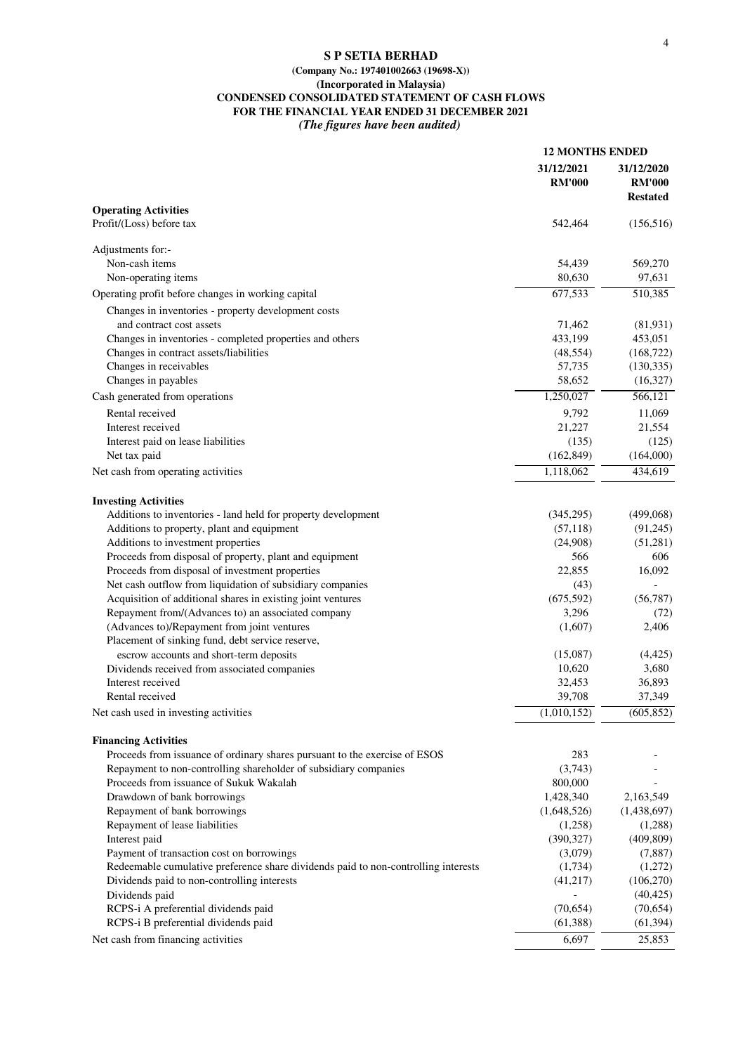**S P SETIA BERHAD**

**(Company No.: 197401002663 (19698-X))**

**(Incorporated in Malaysia)**

**CONDENSED CONSOLIDATED STATEMENT OF CASH FLOWS**

**FOR THE FINANCIAL YEAR ENDED 31 DECEMBER 2021**

***(The figures have been audited)***

| | 12 MONTHS ENDED | |
|---|---|---|
| | 31/12/2021 RM'000 | 31/12/2020 RM'000 Restated |
| **Operating Activities** | | |
| Profit/(Loss) before tax | 542,464 | (156,516) |
| Adjustments for:- | | |
| Non-cash items | 54,439 | 569,270 |
| Non-operating items | 80,630 | 97,631 |
| Operating profit before changes in working capital | 677,533 | 510,385 |
| Changes in inventories - property development costs and contract cost assets | 71,462 | (81,931) |
| Changes in inventories - completed properties and others | 433,199 | 453,051 |
| Changes in contract assets/liabilities | (48,554) | (168,722) |
| Changes in receivables | 57,735 | (130,335) |
| Changes in payables | 58,652 | (16,327) |
| Cash generated from operations | 1,250,027 | 566,121 |
| Rental received | 9,792 | 11,069 |
| Interest received | 21,227 | 21,554 |
| Interest paid on lease liabilities | (135) | (125) |
| Net tax paid | (162,849) | (164,000) |
| Net cash from operating activities | 1,118,062 | 434,619 |
| **Investing Activities** | | |
| Additions to inventories - land held for property development | (345,295) | (499,068) |
| Additions to property, plant and equipment | (57,118) | (91,245) |
| Additions to investment properties | (24,908) | (51,281) |
| Proceeds from disposal of property, plant and equipment | 566 | 606 |
| Proceeds from disposal of investment properties | 22,855 | 16,092 |
| Net cash outflow from liquidation of subsidiary companies | (43) | - |
| Acquisition of additional shares in existing joint ventures | (675,592) | (56,787) |
| Repayment from/(Advances to) an associated company | 3,296 | (72) |
| (Advances to)/Repayment from joint ventures | (1,607) | 2,406 |
| Placement of sinking fund, debt service reserve, escrow accounts and short-term deposits | (15,087) | (4,425) |
| Dividends received from associated companies | 10,620 | 3,680 |
| Interest received | 32,453 | 36,893 |
| Rental received | 39,708 | 37,349 |
| Net cash used in investing activities | (1,010,152) | (605,852) |
| **Financing Activities** | | |
| Proceeds from issuance of ordinary shares pursuant to the exercise of ESOS | 283 | - |
| Repayment to non-controlling shareholder of subsidiary companies | (3,743) | - |
| Proceeds from issuance of Sukuk Wakalah | 800,000 | - |
| Drawdown of bank borrowings | 1,428,340 | 2,163,549 |
| Repayment of bank borrowings | (1,648,526) | (1,438,697) |
| Repayment of lease liabilities | (1,258) | (1,288) |
| Interest paid | (390,327) | (409,809) |
| Payment of transaction cost on borrowings | (3,079) | (7,887) |
| Redeemable cumulative preference share dividends paid to non-controlling interests | (1,734) | (1,272) |
| Dividends paid to non-controlling interests | (41,217) | (106,270) |
| Dividends paid | - | (40,425) |
| RCPS-i A preferential dividends paid | (70,654) | (70,654) |
| RCPS-i B preferential dividends paid | (61,388) | (61,394) |
| Net cash from financing activities | 6,697 | 25,853 |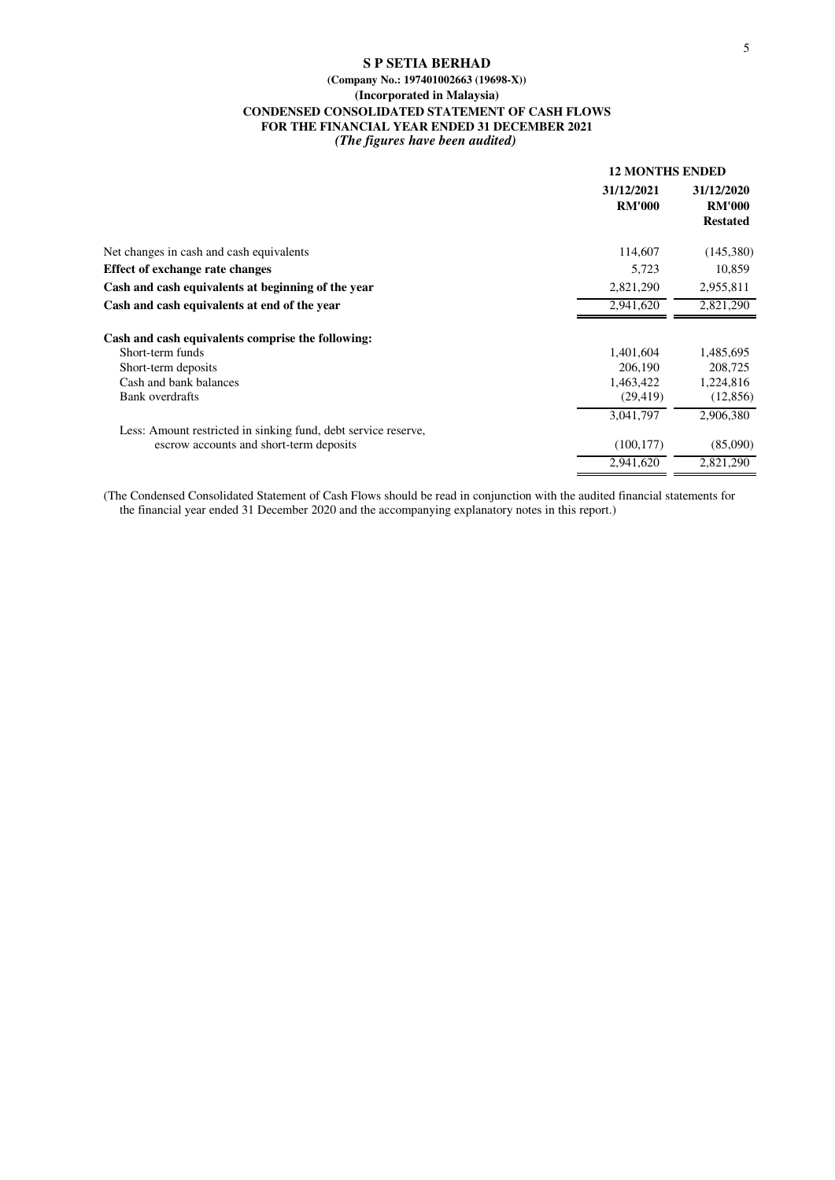**S P SETIA BERHAD**
**(Company No.: 197401002663 (19698-X))**
**(Incorporated in Malaysia)**
**CONDENSED CONSOLIDATED STATEMENT OF CASH FLOWS**
**FOR THE FINANCIAL YEAR ENDED 31 DECEMBER 2021**
***(The figures have been audited)***

| | **12 MONTHS ENDED** | |
|---|---|---|
| | **31/12/2021 RM'000** | **31/12/2020 RM'000 Restated** |
| Net changes in cash and cash equivalents | 114,607 | (145,380) |
| **Effect of exchange rate changes** | 5,723 | 10,859 |
| **Cash and cash equivalents at beginning of the year** | 2,821,290 | 2,955,811 |
| **Cash and cash equivalents at end of the year** | 2,941,620 | 2,821,290 |
| | | |
| **Cash and cash equivalents comprise the following:** | | |
| Short-term funds | 1,401,604 | 1,485,695 |
| Short-term deposits | 206,190 | 208,725 |
| Cash and bank balances | 1,463,422 | 1,224,816 |
| Bank overdrafts | (29,419) | (12,856) |
| | 3,041,797 | 2,906,380 |
| Less: Amount restricted in sinking fund, debt service reserve, escrow accounts and short-term deposits | (100,177) | (85,090) |
| | 2,941,620 | 2,821,290 |

(The Condensed Consolidated Statement of Cash Flows should be read in conjunction with the audited financial statements for the financial year ended 31 December 2020 and the accompanying explanatory notes in this report.)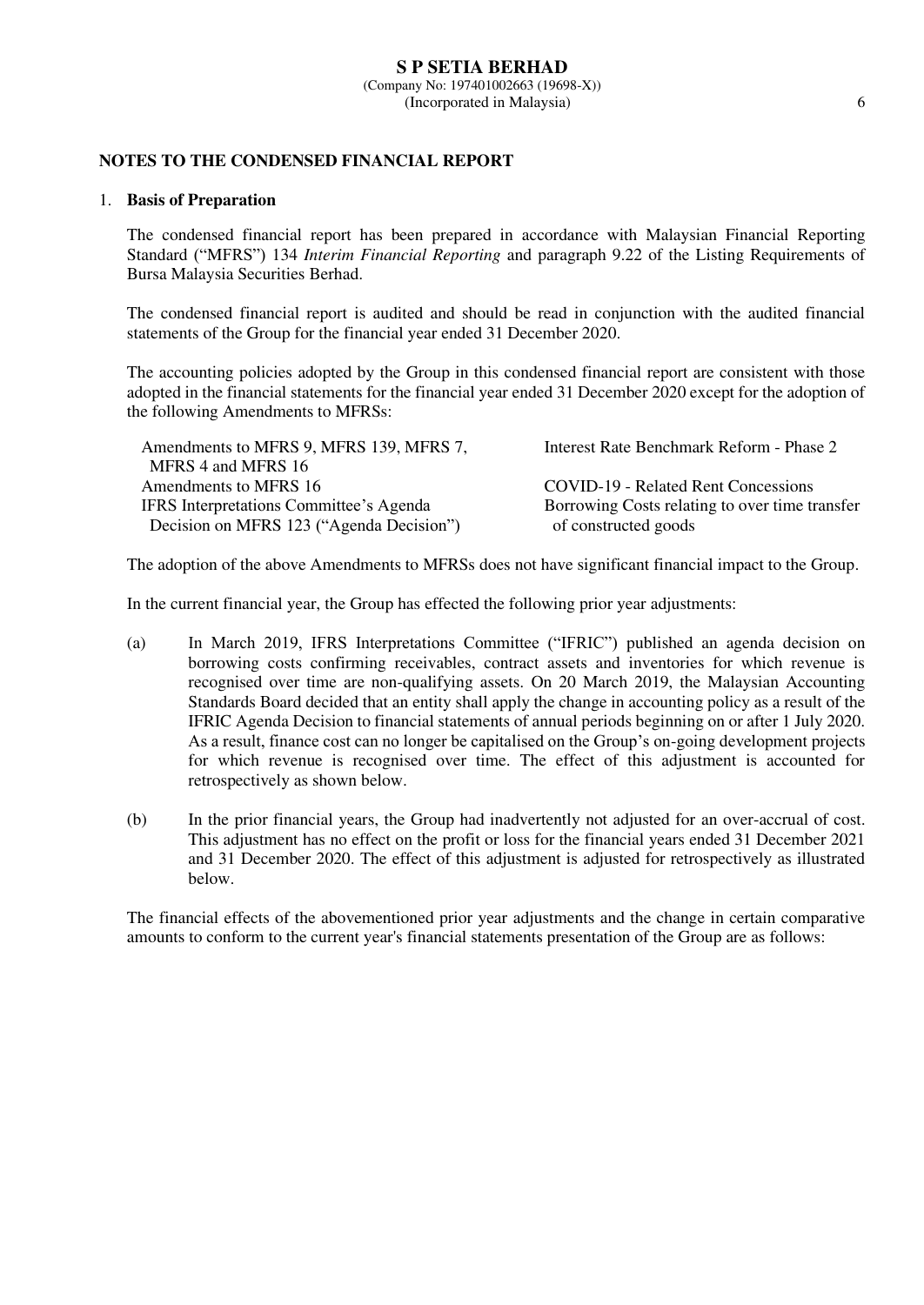## NOTES TO THE CONDENSED FINANCIAL REPORT

### 1. Basis of Preparation

The condensed financial report has been prepared in accordance with Malaysian Financial Reporting Standard ("MFRS") 134 *Interim Financial Reporting* and paragraph 9.22 of the Listing Requirements of Bursa Malaysia Securities Berhad.

The condensed financial report is audited and should be read in conjunction with the audited financial statements of the Group for the financial year ended 31 December 2020.

The accounting policies adopted by the Group in this condensed financial report are consistent with those adopted in the financial statements for the financial year ended 31 December 2020 except for the adoption of the following Amendments to MFRSs:

| | |
|---|---|
| Amendments to MFRS 9, MFRS 139, MFRS 7, MFRS 4 and MFRS 16 | Interest Rate Benchmark Reform - Phase 2 |
| Amendments to MFRS 16 | COVID-19 - Related Rent Concessions |
| IFRS Interpretations Committee's Agenda Decision on MFRS 123 ("Agenda Decision") | Borrowing Costs relating to over time transfer of constructed goods |

The adoption of the above Amendments to MFRSs does not have significant financial impact to the Group.

In the current financial year, the Group has effected the following prior year adjustments:

(a) In March 2019, IFRS Interpretations Committee ("IFRIC") published an agenda decision on borrowing costs confirming receivables, contract assets and inventories for which revenue is recognised over time are non-qualifying assets. On 20 March 2019, the Malaysian Accounting Standards Board decided that an entity shall apply the change in accounting policy as a result of the IFRIC Agenda Decision to financial statements of annual periods beginning on or after 1 July 2020. As a result, finance cost can no longer be capitalised on the Group's on-going development projects for which revenue is recognised over time. The effect of this adjustment is accounted for retrospectively as shown below.

(b) In the prior financial years, the Group had inadvertently not adjusted for an over-accrual of cost. This adjustment has no effect on the profit or loss for the financial years ended 31 December 2021 and 31 December 2020. The effect of this adjustment is adjusted for retrospectively as illustrated below.

The financial effects of the abovementioned prior year adjustments and the change in certain comparative amounts to conform to the current year's financial statements presentation of the Group are as follows: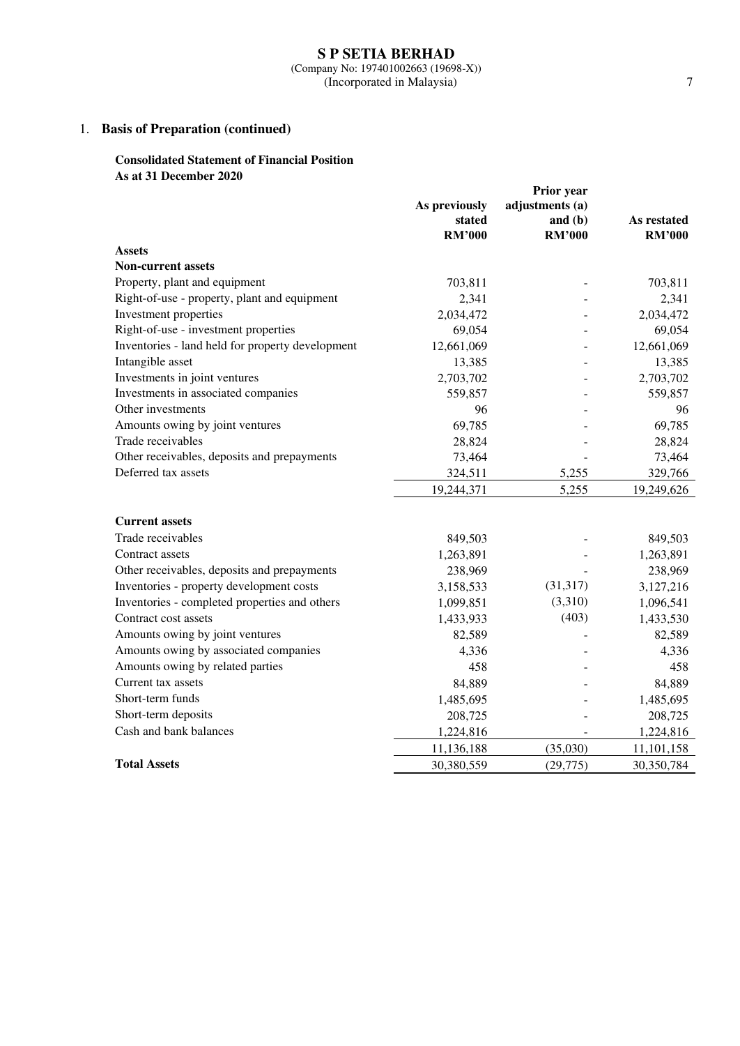## 1. Basis of Preparation (continued)

**Consolidated Statement of Financial Position**
**As at 31 December 2020**

| | As previously stated RM'000 | Prior year adjustments (a) and (b) RM'000 | As restated RM'000 |
|---|---|---|---|
| **Assets** | | | |
| **Non-current assets** | | | |
| Property, plant and equipment | 703,811 | - | 703,811 |
| Right-of-use - property, plant and equipment | 2,341 | - | 2,341 |
| Investment properties | 2,034,472 | - | 2,034,472 |
| Right-of-use - investment properties | 69,054 | - | 69,054 |
| Inventories - land held for property development | 12,661,069 | - | 12,661,069 |
| Intangible asset | 13,385 | - | 13,385 |
| Investments in joint ventures | 2,703,702 | - | 2,703,702 |
| Investments in associated companies | 559,857 | - | 559,857 |
| Other investments | 96 | - | 96 |
| Amounts owing by joint ventures | 69,785 | - | 69,785 |
| Trade receivables | 28,824 | - | 28,824 |
| Other receivables, deposits and prepayments | 73,464 | - | 73,464 |
| Deferred tax assets | 324,511 | 5,255 | 329,766 |
| | 19,244,371 | 5,255 | 19,249,626 |
| **Current assets** | | | |
| Trade receivables | 849,503 | - | 849,503 |
| Contract assets | 1,263,891 | - | 1,263,891 |
| Other receivables, deposits and prepayments | 238,969 | - | 238,969 |
| Inventories - property development costs | 3,158,533 | (31,317) | 3,127,216 |
| Inventories - completed properties and others | 1,099,851 | (3,310) | 1,096,541 |
| Contract cost assets | 1,433,933 | (403) | 1,433,530 |
| Amounts owing by joint ventures | 82,589 | - | 82,589 |
| Amounts owing by associated companies | 4,336 | - | 4,336 |
| Amounts owing by related parties | 458 | - | 458 |
| Current tax assets | 84,889 | - | 84,889 |
| Short-term funds | 1,485,695 | - | 1,485,695 |
| Short-term deposits | 208,725 | - | 208,725 |
| Cash and bank balances | 1,224,816 | - | 1,224,816 |
| | 11,136,188 | (35,030) | 11,101,158 |
| **Total Assets** | 30,380,559 | (29,775) | 30,350,784 |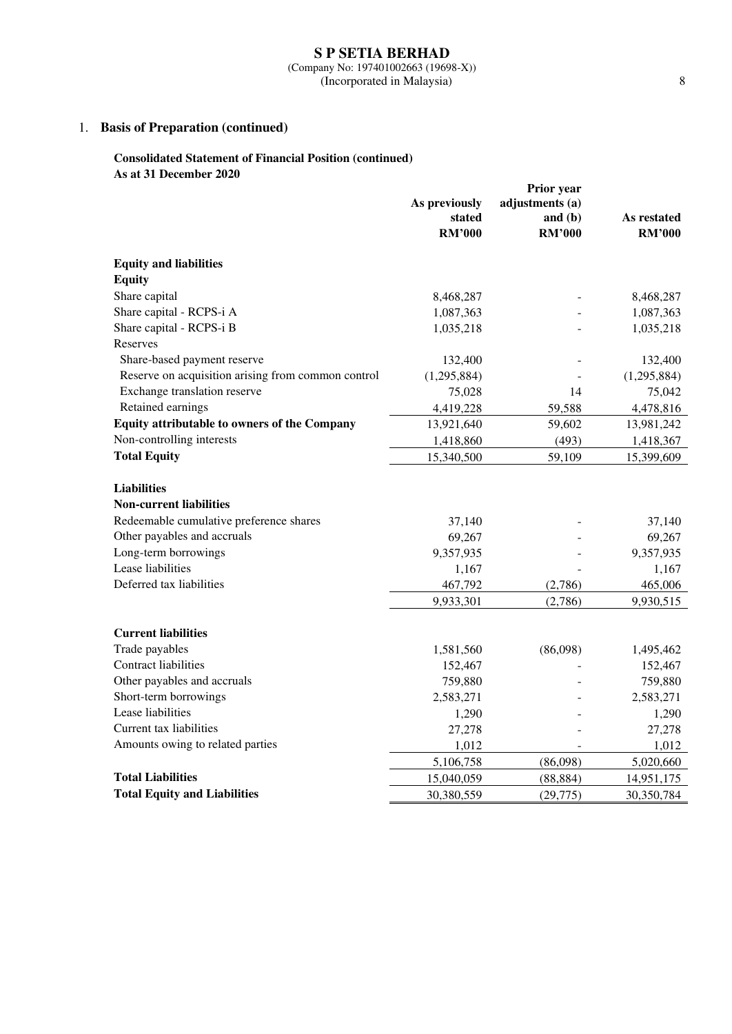## 1. Basis of Preparation (continued)

**Consolidated Statement of Financial Position (continued)**
**As at 31 December 2020**

| | As previously stated RM'000 | Prior year adjustments (a) and (b) RM'000 | As restated RM'000 |
|---|---|---|---|
| **Equity and liabilities** | | | |
| **Equity** | | | |
| Share capital | 8,468,287 | - | 8,468,287 |
| Share capital - RCPS-i A | 1,087,363 | - | 1,087,363 |
| Share capital - RCPS-i B | 1,035,218 | - | 1,035,218 |
| Reserves | | | |
| Share-based payment reserve | 132,400 | - | 132,400 |
| Reserve on acquisition arising from common control | (1,295,884) | - | (1,295,884) |
| Exchange translation reserve | 75,028 | 14 | 75,042 |
| Retained earnings | 4,419,228 | 59,588 | 4,478,816 |
| **Equity attributable to owners of the Company** | 13,921,640 | 59,602 | 13,981,242 |
| Non-controlling interests | 1,418,860 | (493) | 1,418,367 |
| **Total Equity** | 15,340,500 | 59,109 | 15,399,609 |
| | | | |
| **Liabilities** | | | |
| **Non-current liabilities** | | | |
| Redeemable cumulative preference shares | 37,140 | - | 37,140 |
| Other payables and accruals | 69,267 | - | 69,267 |
| Long-term borrowings | 9,357,935 | - | 9,357,935 |
| Lease liabilities | 1,167 | - | 1,167 |
| Deferred tax liabilities | 467,792 | (2,786) | 465,006 |
| | 9,933,301 | (2,786) | 9,930,515 |
| | | | |
| **Current liabilities** | | | |
| Trade payables | 1,581,560 | (86,098) | 1,495,462 |
| Contract liabilities | 152,467 | - | 152,467 |
| Other payables and accruals | 759,880 | - | 759,880 |
| Short-term borrowings | 2,583,271 | - | 2,583,271 |
| Lease liabilities | 1,290 | - | 1,290 |
| Current tax liabilities | 27,278 | - | 27,278 |
| Amounts owing to related parties | 1,012 | - | 1,012 |
| | 5,106,758 | (86,098) | 5,020,660 |
| **Total Liabilities** | 15,040,059 | (88,884) | 14,951,175 |
| **Total Equity and Liabilities** | 30,380,559 | (29,775) | 30,350,784 |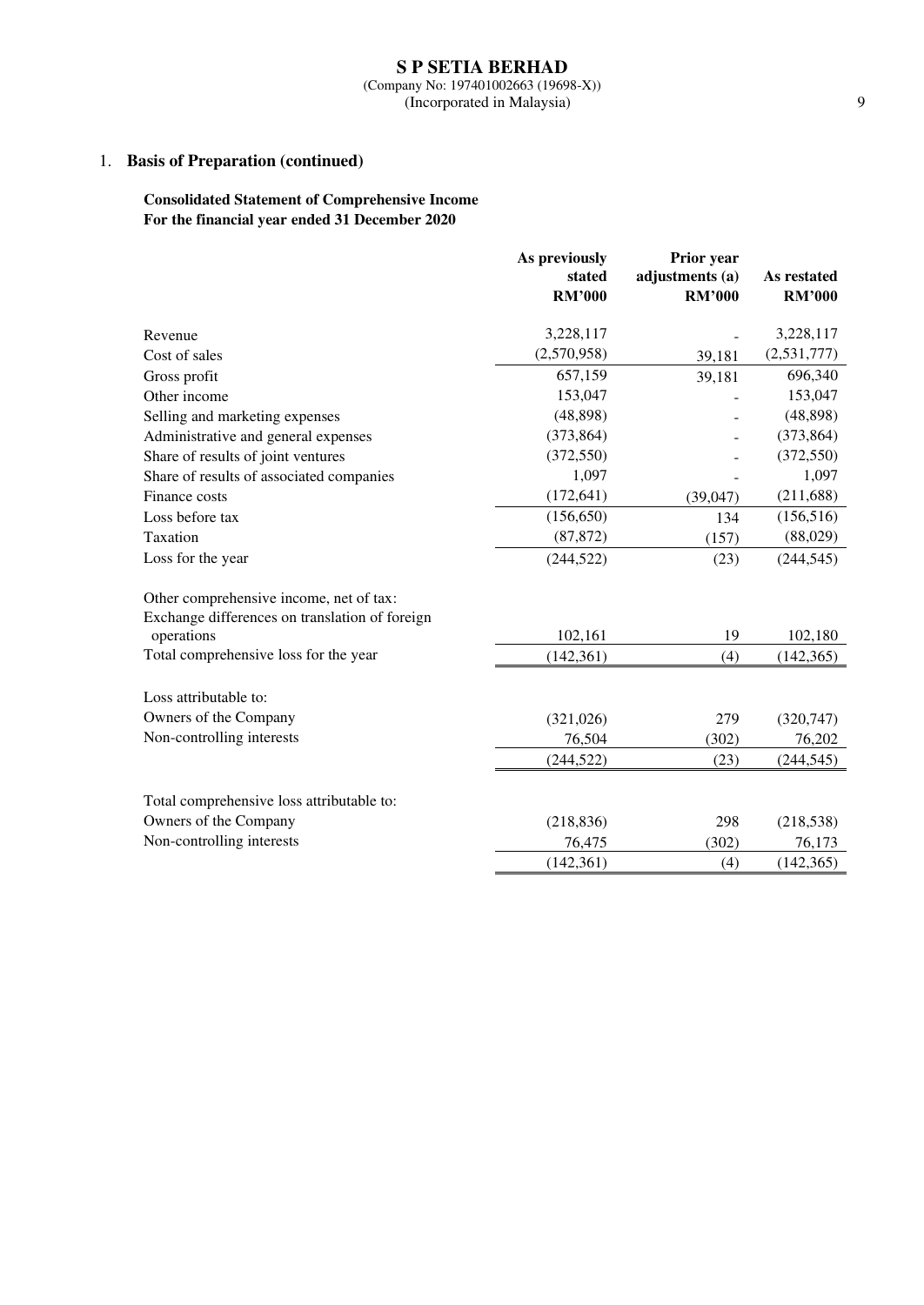# 1. Basis of Preparation (continued)

**Consolidated Statement of Comprehensive Income**
**For the financial year ended 31 December 2020**

| | As previously stated RM'000 | Prior year adjustments (a) RM'000 | As restated RM'000 |
|---|---|---|---|
| Revenue | 3,228,117 | - | 3,228,117 |
| Cost of sales | (2,570,958) | 39,181 | (2,531,777) |
| Gross profit | 657,159 | 39,181 | 696,340 |
| Other income | 153,047 | - | 153,047 |
| Selling and marketing expenses | (48,898) | - | (48,898) |
| Administrative and general expenses | (373,864) | - | (373,864) |
| Share of results of joint ventures | (372,550) | - | (372,550) |
| Share of results of associated companies | 1,097 | - | 1,097 |
| Finance costs | (172,641) | (39,047) | (211,688) |
| Loss before tax | (156,650) | 134 | (156,516) |
| Taxation | (87,872) | (157) | (88,029) |
| Loss for the year | (244,522) | (23) | (244,545) |
| | | | |
| Other comprehensive income, net of tax: | | | |
| Exchange differences on translation of foreign operations | 102,161 | 19 | 102,180 |
| Total comprehensive loss for the year | (142,361) | (4) | (142,365) |
| | | | |
| Loss attributable to: | | | |
| Owners of the Company | (321,026) | 279 | (320,747) |
| Non-controlling interests | 76,504 | (302) | 76,202 |
| | (244,522) | (23) | (244,545) |
| | | | |
| Total comprehensive loss attributable to: | | | |
| Owners of the Company | (218,836) | 298 | (218,538) |
| Non-controlling interests | 76,475 | (302) | 76,173 |
| | (142,361) | (4) | (142,365) |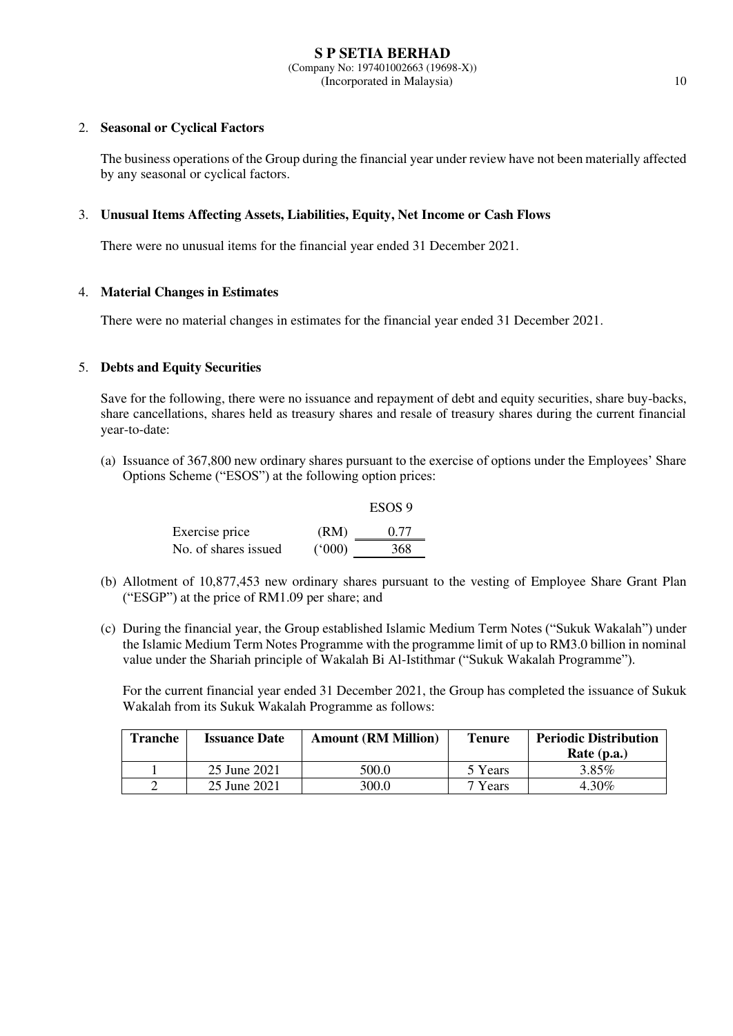2. **Seasonal or Cyclical Factors**

   The business operations of the Group during the financial year under review have not been materially affected by any seasonal or cyclical factors.

3. **Unusual Items Affecting Assets, Liabilities, Equity, Net Income or Cash Flows**

   There were no unusual items for the financial year ended 31 December 2021.

4. **Material Changes in Estimates**

   There were no material changes in estimates for the financial year ended 31 December 2021.

5. **Debts and Equity Securities**

   Save for the following, there were no issuance and repayment of debt and equity securities, share buy-backs, share cancellations, shares held as treasury shares and resale of treasury shares during the current financial year-to-date:

   (a) Issuance of 367,800 new ordinary shares pursuant to the exercise of options under the Employees' Share Options Scheme ("ESOS") at the following option prices:

| | | ESOS 9 |
|---|---|---|
| Exercise price | (RM) | 0.77 |
| No. of shares issued | ('000) | 368 |

   (b) Allotment of 10,877,453 new ordinary shares pursuant to the vesting of Employee Share Grant Plan ("ESGP") at the price of RM1.09 per share; and

   (c) During the financial year, the Group established Islamic Medium Term Notes ("Sukuk Wakalah") under the Islamic Medium Term Notes Programme with the programme limit of up to RM3.0 billion in nominal value under the Shariah principle of Wakalah Bi Al-Istithmar ("Sukuk Wakalah Programme").

   For the current financial year ended 31 December 2021, the Group has completed the issuance of Sukuk Wakalah from its Sukuk Wakalah Programme as follows:

| Tranche | Issuance Date | Amount (RM Million) | Tenure | Periodic Distribution Rate (p.a.) |
|---|---|---|---|---|
| 1 | 25 June 2021 | 500.0 | 5 Years | 3.85% |
| 2 | 25 June 2021 | 300.0 | 7 Years | 4.30% |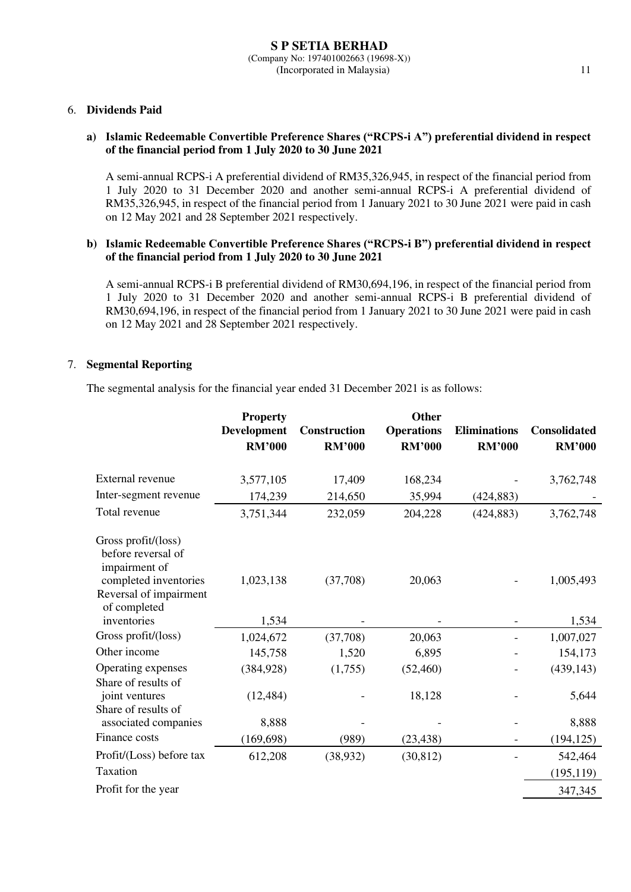## 6. Dividends Paid

**a) Islamic Redeemable Convertible Preference Shares ("RCPS-i A") preferential dividend in respect of the financial period from 1 July 2020 to 30 June 2021**

A semi-annual RCPS-i A preferential dividend of RM35,326,945, in respect of the financial period from 1 July 2020 to 31 December 2020 and another semi-annual RCPS-i A preferential dividend of RM35,326,945, in respect of the financial period from 1 January 2021 to 30 June 2021 were paid in cash on 12 May 2021 and 28 September 2021 respectively.

**b) Islamic Redeemable Convertible Preference Shares ("RCPS-i B") preferential dividend in respect of the financial period from 1 July 2020 to 30 June 2021**

A semi-annual RCPS-i B preferential dividend of RM30,694,196, in respect of the financial period from 1 July 2020 to 31 December 2020 and another semi-annual RCPS-i B preferential dividend of RM30,694,196, in respect of the financial period from 1 January 2021 to 30 June 2021 were paid in cash on 12 May 2021 and 28 September 2021 respectively.

## 7. Segmental Reporting

The segmental analysis for the financial year ended 31 December 2021 is as follows:

| | Property Development RM'000 | Construction RM'000 | Other Operations RM'000 | Eliminations RM'000 | Consolidated RM'000 |
|---|---|---|---|---|---|
| External revenue | 3,577,105 | 17,409 | 168,234 | - | 3,762,748 |
| Inter-segment revenue | 174,239 | 214,650 | 35,994 | (424,883) | - |
| Total revenue | 3,751,344 | 232,059 | 204,228 | (424,883) | 3,762,748 |
| Gross profit/(loss) before reversal of impairment of completed inventories | 1,023,138 | (37,708) | 20,063 | - | 1,005,493 |
| Reversal of impairment of completed inventories | 1,534 | - | - | - | 1,534 |
| Gross profit/(loss) | 1,024,672 | (37,708) | 20,063 | - | 1,007,027 |
| Other income | 145,758 | 1,520 | 6,895 | - | 154,173 |
| Operating expenses | (384,928) | (1,755) | (52,460) | - | (439,143) |
| Share of results of joint ventures | (12,484) | - | 18,128 | - | 5,644 |
| Share of results of associated companies | 8,888 | - | - | - | 8,888 |
| Finance costs | (169,698) | (989) | (23,438) | - | (194,125) |
| Profit/(Loss) before tax | 612,208 | (38,932) | (30,812) | - | 542,464 |
| Taxation | | | | | (195,119) |
| Profit for the year | | | | | 347,345 |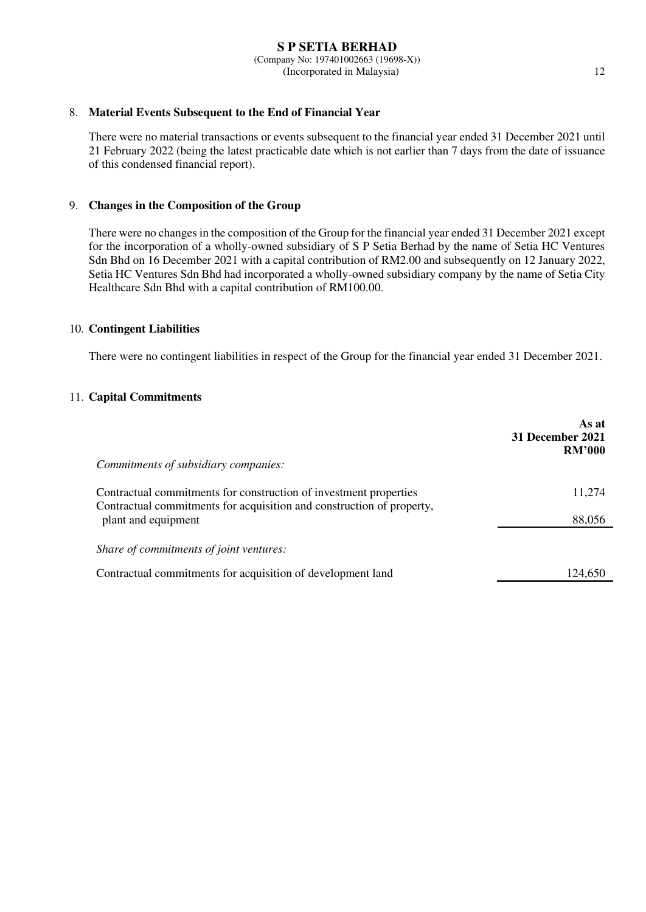## 8. Material Events Subsequent to the End of Financial Year

There were no material transactions or events subsequent to the financial year ended 31 December 2021 until 21 February 2022 (being the latest practicable date which is not earlier than 7 days from the date of issuance of this condensed financial report).

## 9. Changes in the Composition of the Group

There were no changes in the composition of the Group for the financial year ended 31 December 2021 except for the incorporation of a wholly-owned subsidiary of S P Setia Berhad by the name of Setia HC Ventures Sdn Bhd on 16 December 2021 with a capital contribution of RM2.00 and subsequently on 12 January 2022, Setia HC Ventures Sdn Bhd had incorporated a wholly-owned subsidiary company by the name of Setia City Healthcare Sdn Bhd with a capital contribution of RM100.00.

## 10. Contingent Liabilities

There were no contingent liabilities in respect of the Group for the financial year ended 31 December 2021.

## 11. Capital Commitments

| | As at 31 December 2021 RM'000 |
|---|---|
| *Commitments of subsidiary companies:* | |
| Contractual commitments for construction of investment properties | 11,274 |
| Contractual commitments for acquisition and construction of property, plant and equipment | 88,056 |
| *Share of commitments of joint ventures:* | |
| Contractual commitments for acquisition of development land | 124,650 |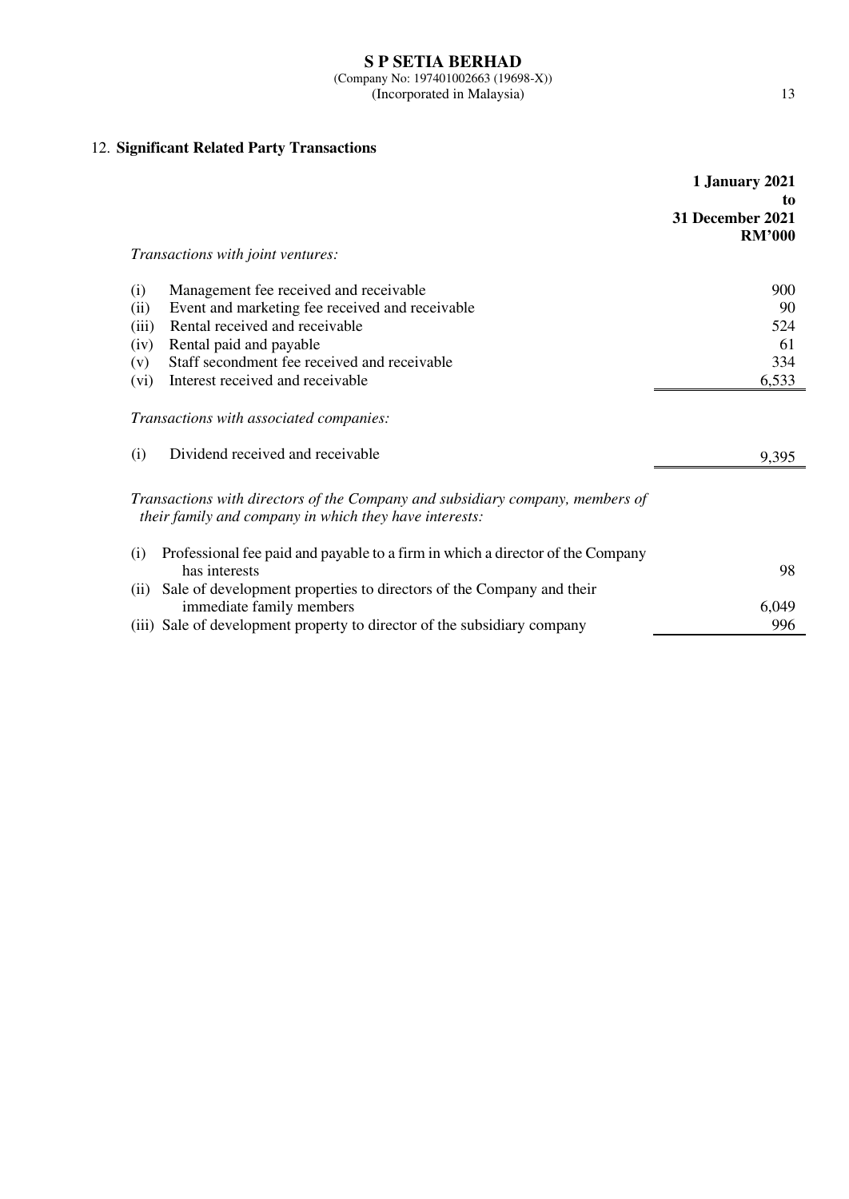## 12. Significant Related Party Transactions

| | 1 January 2021 to 31 December 2021 RM'000 |
|---|---|
| *Transactions with joint ventures:* | |
| (i) Management fee received and receivable | 900 |
| (ii) Event and marketing fee received and receivable | 90 |
| (iii) Rental received and receivable | 524 |
| (iv) Rental paid and payable | 61 |
| (v) Staff secondment fee received and receivable | 334 |
| (vi) Interest received and receivable | 6,533 |
| *Transactions with associated companies:* | |
| (i) Dividend received and receivable | 9,395 |
| *Transactions with directors of the Company and subsidiary company, members of their family and company in which they have interests:* | |
| (i) Professional fee paid and payable to a firm in which a director of the Company has interests | 98 |
| (ii) Sale of development properties to directors of the Company and their immediate family members | 6,049 |
| (iii) Sale of development property to director of the subsidiary company | 996 |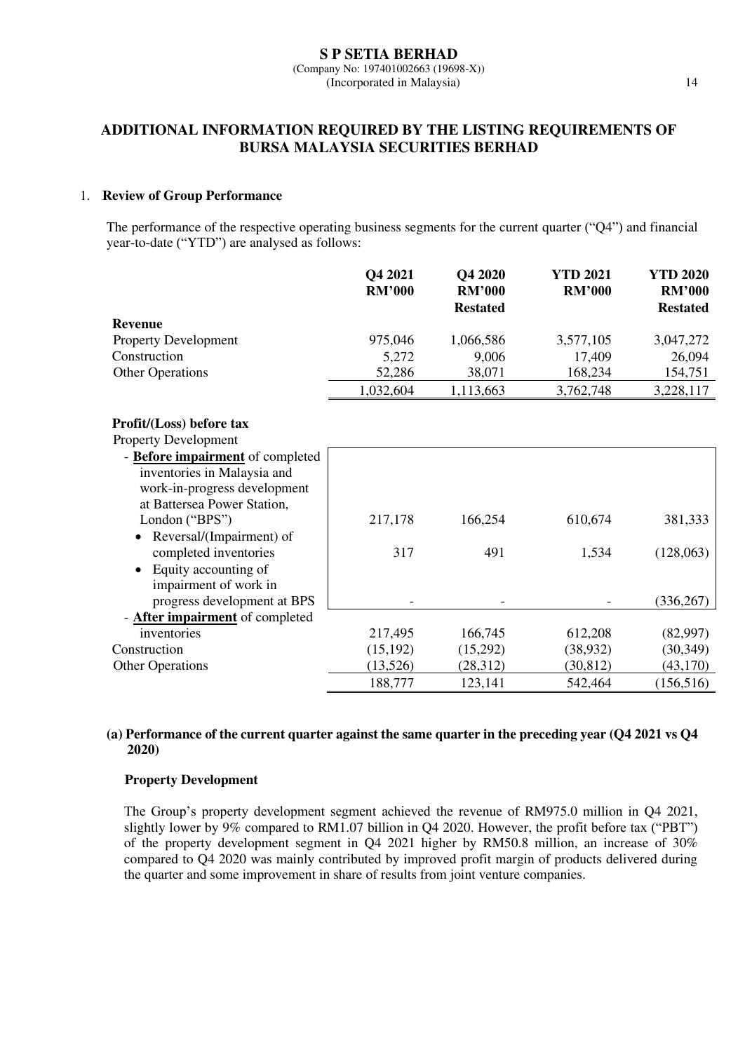**S P SETIA BERHAD**
(Company No: 197401002663 (19698-X))
(Incorporated in Malaysia)

## ADDITIONAL INFORMATION REQUIRED BY THE LISTING REQUIREMENTS OF BURSA MALAYSIA SECURITIES BERHAD

### 1. Review of Group Performance

The performance of the respective operating business segments for the current quarter ("Q4") and financial year-to-date ("YTD") are analysed as follows:

| | Q4 2021 RM'000 | Q4 2020 RM'000 Restated | YTD 2021 RM'000 | YTD 2020 RM'000 Restated |
|---|---|---|---|---|
| **Revenue** | | | | |
| Property Development | 975,046 | 1,066,586 | 3,577,105 | 3,047,272 |
| Construction | 5,272 | 9,006 | 17,409 | 26,094 |
| Other Operations | 52,286 | 38,071 | 168,234 | 154,751 |
| | 1,032,604 | 1,113,663 | 3,762,748 | 3,228,117 |
| | | | | |
| **Profit/(Loss) before tax** | | | | |
| Property Development | | | | |
| - **Before impairment** of completed inventories in Malaysia and work-in-progress development at Battersea Power Station, London ("BPS") | 217,178 | 166,254 | 610,674 | 381,333 |
| • Reversal/(Impairment) of completed inventories | 317 | 491 | 1,534 | (128,063) |
| • Equity accounting of impairment of work in progress development at BPS | - | - | - | (336,267) |
| - **After impairment** of completed inventories | 217,495 | 166,745 | 612,208 | (82,997) |
| Construction | (15,192) | (15,292) | (38,932) | (30,349) |
| Other Operations | (13,526) | (28,312) | (30,812) | (43,170) |
| | 188,777 | 123,141 | 542,464 | (156,516) |

#### (a) Performance of the current quarter against the same quarter in the preceding year (Q4 2021 vs Q4 2020)

**Property Development**

The Group's property development segment achieved the revenue of RM975.0 million in Q4 2021, slightly lower by 9% compared to RM1.07 billion in Q4 2020. However, the profit before tax ("PBT") of the property development segment in Q4 2021 higher by RM50.8 million, an increase of 30% compared to Q4 2020 was mainly contributed by improved profit margin of products delivered during the quarter and some improvement in share of results from joint venture companies.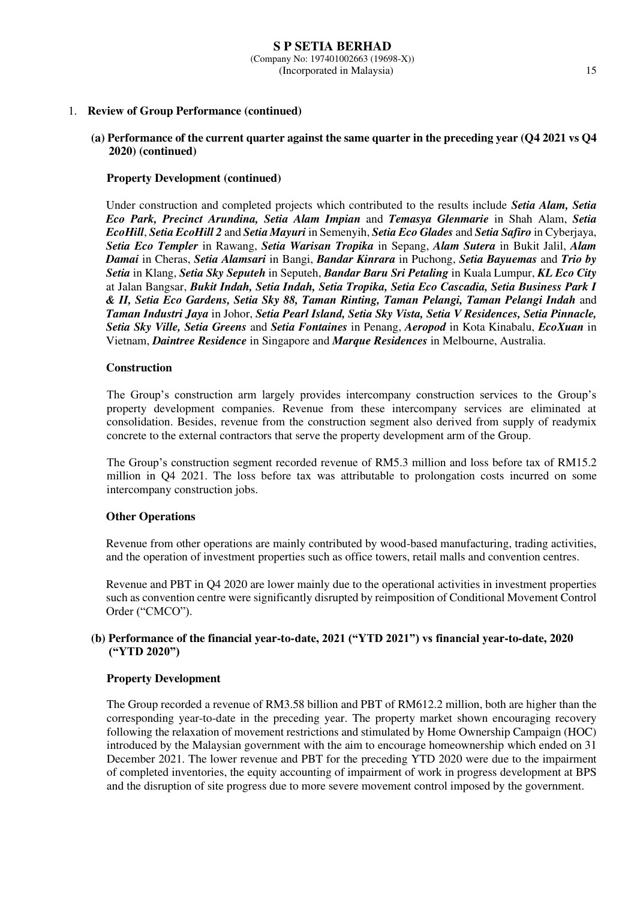1. **Review of Group Performance (continued)**

**(a) Performance of the current quarter against the same quarter in the preceding year (Q4 2021 vs Q4 2020) (continued)**

**Property Development (continued)**

Under construction and completed projects which contributed to the results include ***Setia Alam, Setia Eco Park, Precinct Arundina, Setia Alam Impian*** and ***Temasya Glenmarie*** in Shah Alam, ***Setia EcoHill***, ***Setia EcoHill 2*** and ***Setia Mayuri*** in Semenyih, ***Setia Eco Glades*** and ***Setia Safiro*** in Cyberjaya, ***Setia Eco Templer*** in Rawang, ***Setia Warisan Tropika*** in Sepang, ***Alam Sutera*** in Bukit Jalil, ***Alam Damai*** in Cheras, ***Setia Alamsari*** in Bangi, ***Bandar Kinrara*** in Puchong, ***Setia Bayuemas*** and ***Trio by Setia*** in Klang, ***Setia Sky Seputeh*** in Seputeh, ***Bandar Baru Sri Petaling*** in Kuala Lumpur, ***KL Eco City*** at Jalan Bangsar, ***Bukit Indah, Setia Indah, Setia Tropika, Setia Eco Cascadia, Setia Business Park I & II, Setia Eco Gardens, Setia Sky 88, Taman Rinting, Taman Pelangi, Taman Pelangi Indah*** and ***Taman Industri Jaya*** in Johor, ***Setia Pearl Island, Setia Sky Vista, Setia V Residences, Setia Pinnacle, Setia Sky Ville, Setia Greens*** and ***Setia Fontaines*** in Penang, ***Aeropod*** in Kota Kinabalu, ***EcoXuan*** in Vietnam, ***Daintree Residence*** in Singapore and ***Marque Residences*** in Melbourne, Australia.

**Construction**

The Group's construction arm largely provides intercompany construction services to the Group's property development companies. Revenue from these intercompany services are eliminated at consolidation. Besides, revenue from the construction segment also derived from supply of readymix concrete to the external contractors that serve the property development arm of the Group.

The Group's construction segment recorded revenue of RM5.3 million and loss before tax of RM15.2 million in Q4 2021. The loss before tax was attributable to prolongation costs incurred on some intercompany construction jobs.

**Other Operations**

Revenue from other operations are mainly contributed by wood-based manufacturing, trading activities, and the operation of investment properties such as office towers, retail malls and convention centres.

Revenue and PBT in Q4 2020 are lower mainly due to the operational activities in investment properties such as convention centre were significantly disrupted by reimposition of Conditional Movement Control Order ("CMCO").

**(b) Performance of the financial year-to-date, 2021 ("YTD 2021") vs financial year-to-date, 2020 ("YTD 2020")**

**Property Development**

The Group recorded a revenue of RM3.58 billion and PBT of RM612.2 million, both are higher than the corresponding year-to-date in the preceding year. The property market shown encouraging recovery following the relaxation of movement restrictions and stimulated by Home Ownership Campaign (HOC) introduced by the Malaysian government with the aim to encourage homeownership which ended on 31 December 2021. The lower revenue and PBT for the preceding YTD 2020 were due to the impairment of completed inventories, the equity accounting of impairment of work in progress development at BPS and the disruption of site progress due to more severe movement control imposed by the government.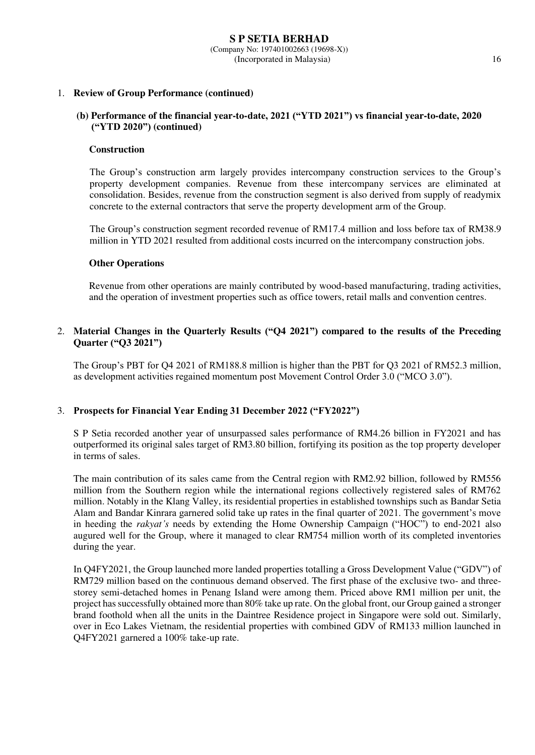1. **Review of Group Performance (continued)**

**(b) Performance of the financial year-to-date, 2021 ("YTD 2021") vs financial year-to-date, 2020 ("YTD 2020") (continued)**

**Construction**

The Group's construction arm largely provides intercompany construction services to the Group's property development companies. Revenue from these intercompany services are eliminated at consolidation. Besides, revenue from the construction segment is also derived from supply of readymix concrete to the external contractors that serve the property development arm of the Group.

The Group's construction segment recorded revenue of RM17.4 million and loss before tax of RM38.9 million in YTD 2021 resulted from additional costs incurred on the intercompany construction jobs.

**Other Operations**

Revenue from other operations are mainly contributed by wood-based manufacturing, trading activities, and the operation of investment properties such as office towers, retail malls and convention centres.

2. **Material Changes in the Quarterly Results ("Q4 2021") compared to the results of the Preceding Quarter ("Q3 2021")**

The Group's PBT for Q4 2021 of RM188.8 million is higher than the PBT for Q3 2021 of RM52.3 million, as development activities regained momentum post Movement Control Order 3.0 ("MCO 3.0").

3. **Prospects for Financial Year Ending 31 December 2022 ("FY2022")**

S P Setia recorded another year of unsurpassed sales performance of RM4.26 billion in FY2021 and has outperformed its original sales target of RM3.80 billion, fortifying its position as the top property developer in terms of sales.

The main contribution of its sales came from the Central region with RM2.92 billion, followed by RM556 million from the Southern region while the international regions collectively registered sales of RM762 million. Notably in the Klang Valley, its residential properties in established townships such as Bandar Setia Alam and Bandar Kinrara garnered solid take up rates in the final quarter of 2021. The government's move in heeding the *rakyat's* needs by extending the Home Ownership Campaign ("HOC") to end-2021 also augured well for the Group, where it managed to clear RM754 million worth of its completed inventories during the year.

In Q4FY2021, the Group launched more landed properties totalling a Gross Development Value ("GDV") of RM729 million based on the continuous demand observed. The first phase of the exclusive two- and three-storey semi-detached homes in Penang Island were among them. Priced above RM1 million per unit, the project has successfully obtained more than 80% take up rate. On the global front, our Group gained a stronger brand foothold when all the units in the Daintree Residence project in Singapore were sold out. Similarly, over in Eco Lakes Vietnam, the residential properties with combined GDV of RM133 million launched in Q4FY2021 garnered a 100% take-up rate.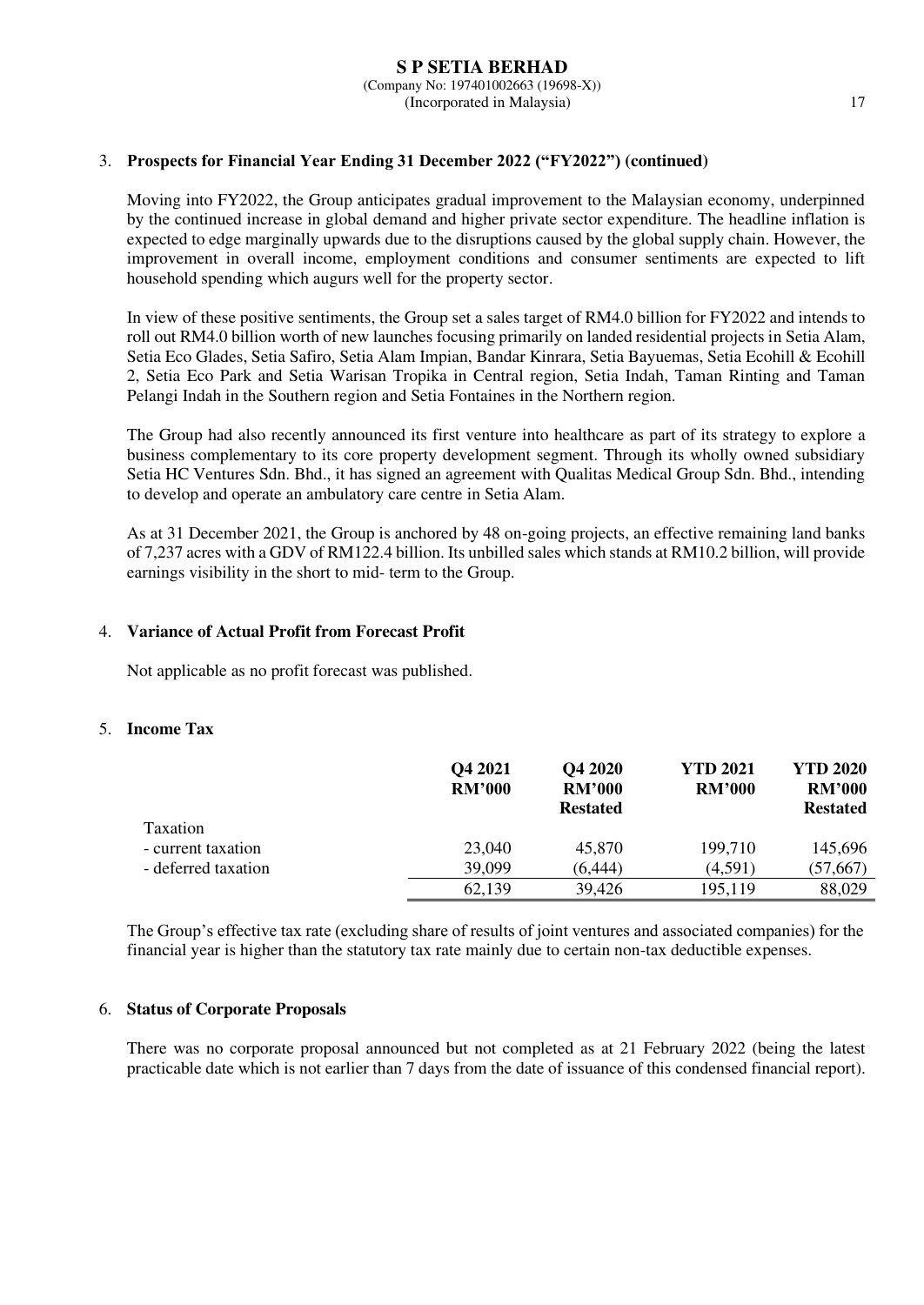### 3. Prospects for Financial Year Ending 31 December 2022 ("FY2022") (continued)

Moving into FY2022, the Group anticipates gradual improvement to the Malaysian economy, underpinned by the continued increase in global demand and higher private sector expenditure. The headline inflation is expected to edge marginally upwards due to the disruptions caused by the global supply chain. However, the improvement in overall income, employment conditions and consumer sentiments are expected to lift household spending which augurs well for the property sector.

In view of these positive sentiments, the Group set a sales target of RM4.0 billion for FY2022 and intends to roll out RM4.0 billion worth of new launches focusing primarily on landed residential projects in Setia Alam, Setia Eco Glades, Setia Safiro, Setia Alam Impian, Bandar Kinrara, Setia Bayuemas, Setia Ecohill & Ecohill 2, Setia Eco Park and Setia Warisan Tropika in Central region, Setia Indah, Taman Rinting and Taman Pelangi Indah in the Southern region and Setia Fontaines in the Northern region.

The Group had also recently announced its first venture into healthcare as part of its strategy to explore a business complementary to its core property development segment. Through its wholly owned subsidiary Setia HC Ventures Sdn. Bhd., it has signed an agreement with Qualitas Medical Group Sdn. Bhd., intending to develop and operate an ambulatory care centre in Setia Alam.

As at 31 December 2021, the Group is anchored by 48 on-going projects, an effective remaining land banks of 7,237 acres with a GDV of RM122.4 billion. Its unbilled sales which stands at RM10.2 billion, will provide earnings visibility in the short to mid- term to the Group.

### 4. Variance of Actual Profit from Forecast Profit

Not applicable as no profit forecast was published.

### 5. Income Tax

| | Q4 2021<br>RM'000 | Q4 2020<br>RM'000<br>Restated | YTD 2021<br>RM'000 | YTD 2020<br>RM'000<br>Restated |
|---|---|---|---|---|
| Taxation | | | | |
| - current taxation | 23,040 | 45,870 | 199,710 | 145,696 |
| - deferred taxation | 39,099 | (6,444) | (4,591) | (57,667) |
| | 62,139 | 39,426 | 195,119 | 88,029 |

The Group's effective tax rate (excluding share of results of joint ventures and associated companies) for the financial year is higher than the statutory tax rate mainly due to certain non-tax deductible expenses.

### 6. Status of Corporate Proposals

There was no corporate proposal announced but not completed as at 21 February 2022 (being the latest practicable date which is not earlier than 7 days from the date of issuance of this condensed financial report).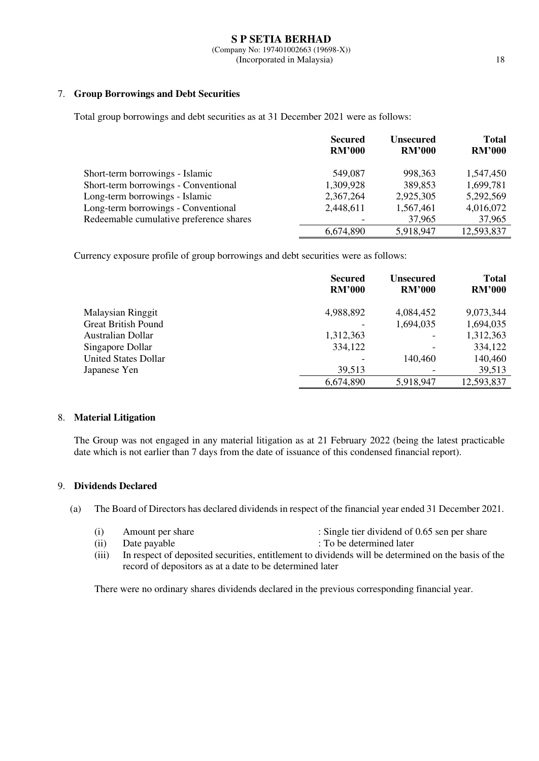## 7. Group Borrowings and Debt Securities

Total group borrowings and debt securities as at 31 December 2021 were as follows:

| | Secured RM'000 | Unsecured RM'000 | Total RM'000 |
|---|---|---|---|
| Short-term borrowings - Islamic | 549,087 | 998,363 | 1,547,450 |
| Short-term borrowings - Conventional | 1,309,928 | 389,853 | 1,699,781 |
| Long-term borrowings - Islamic | 2,367,264 | 2,925,305 | 5,292,569 |
| Long-term borrowings - Conventional | 2,448,611 | 1,567,461 | 4,016,072 |
| Redeemable cumulative preference shares | - | 37,965 | 37,965 |
| | 6,674,890 | 5,918,947 | 12,593,837 |

Currency exposure profile of group borrowings and debt securities were as follows:

| | Secured RM'000 | Unsecured RM'000 | Total RM'000 |
|---|---|---|---|
| Malaysian Ringgit | 4,988,892 | 4,084,452 | 9,073,344 |
| Great British Pound | - | 1,694,035 | 1,694,035 |
| Australian Dollar | 1,312,363 | - | 1,312,363 |
| Singapore Dollar | 334,122 | - | 334,122 |
| United States Dollar | - | 140,460 | 140,460 |
| Japanese Yen | 39,513 | - | 39,513 |
| | 6,674,890 | 5,918,947 | 12,593,837 |

## 8. Material Litigation

The Group was not engaged in any material litigation as at 21 February 2022 (being the latest practicable date which is not earlier than 7 days from the date of issuance of this condensed financial report).

## 9. Dividends Declared

(a) The Board of Directors has declared dividends in respect of the financial year ended 31 December 2021.

(i) Amount per share : Single tier dividend of 0.65 sen per share

(ii) Date payable : To be determined later

(iii) In respect of deposited securities, entitlement to dividends will be determined on the basis of the record of depositors as at a date to be determined later

There were no ordinary shares dividends declared in the previous corresponding financial year.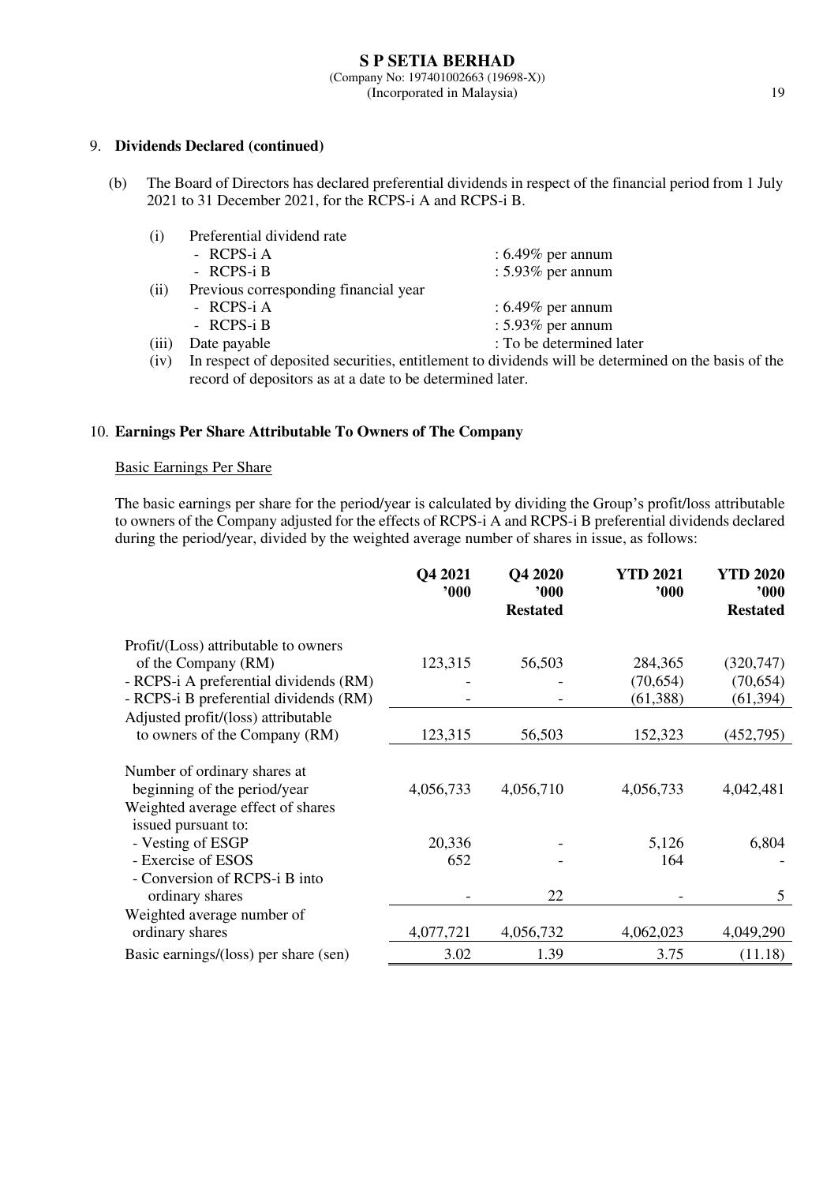## 9. Dividends Declared (continued)

(b) The Board of Directors has declared preferential dividends in respect of the financial period from 1 July 2021 to 31 December 2021, for the RCPS-i A and RCPS-i B.

(i) Preferential dividend rate
- RCPS-i A : 6.49% per annum
- RCPS-i B : 5.93% per annum

(ii) Previous corresponding financial year
- RCPS-i A : 6.49% per annum
- RCPS-i B : 5.93% per annum

(iii) Date payable : To be determined later

(iv) In respect of deposited securities, entitlement to dividends will be determined on the basis of the record of depositors as at a date to be determined later.

## 10. Earnings Per Share Attributable To Owners of The Company

Basic Earnings Per Share

The basic earnings per share for the period/year is calculated by dividing the Group's profit/loss attributable to owners of the Company adjusted for the effects of RCPS-i A and RCPS-i B preferential dividends declared during the period/year, divided by the weighted average number of shares in issue, as follows:

| | Q4 2021 '000 | Q4 2020 '000 Restated | YTD 2021 '000 | YTD 2020 '000 Restated |
|---|---|---|---|---|
| Profit/(Loss) attributable to owners of the Company (RM) | 123,315 | 56,503 | 284,365 | (320,747) |
| - RCPS-i A preferential dividends (RM) | - | - | (70,654) | (70,654) |
| - RCPS-i B preferential dividends (RM) | - | - | (61,388) | (61,394) |
| Adjusted profit/(loss) attributable to owners of the Company (RM) | 123,315 | 56,503 | 152,323 | (452,795) |
| Number of ordinary shares at beginning of the period/year | 4,056,733 | 4,056,710 | 4,056,733 | 4,042,481 |
| Weighted average effect of shares issued pursuant to: | | | | |
| - Vesting of ESGP | 20,336 | - | 5,126 | 6,804 |
| - Exercise of ESOS | 652 | - | 164 | - |
| - Conversion of RCPS-i B into ordinary shares | - | 22 | - | 5 |
| Weighted average number of ordinary shares | 4,077,721 | 4,056,732 | 4,062,023 | 4,049,290 |
| Basic earnings/(loss) per share (sen) | 3.02 | 1.39 | 3.75 | (11.18) |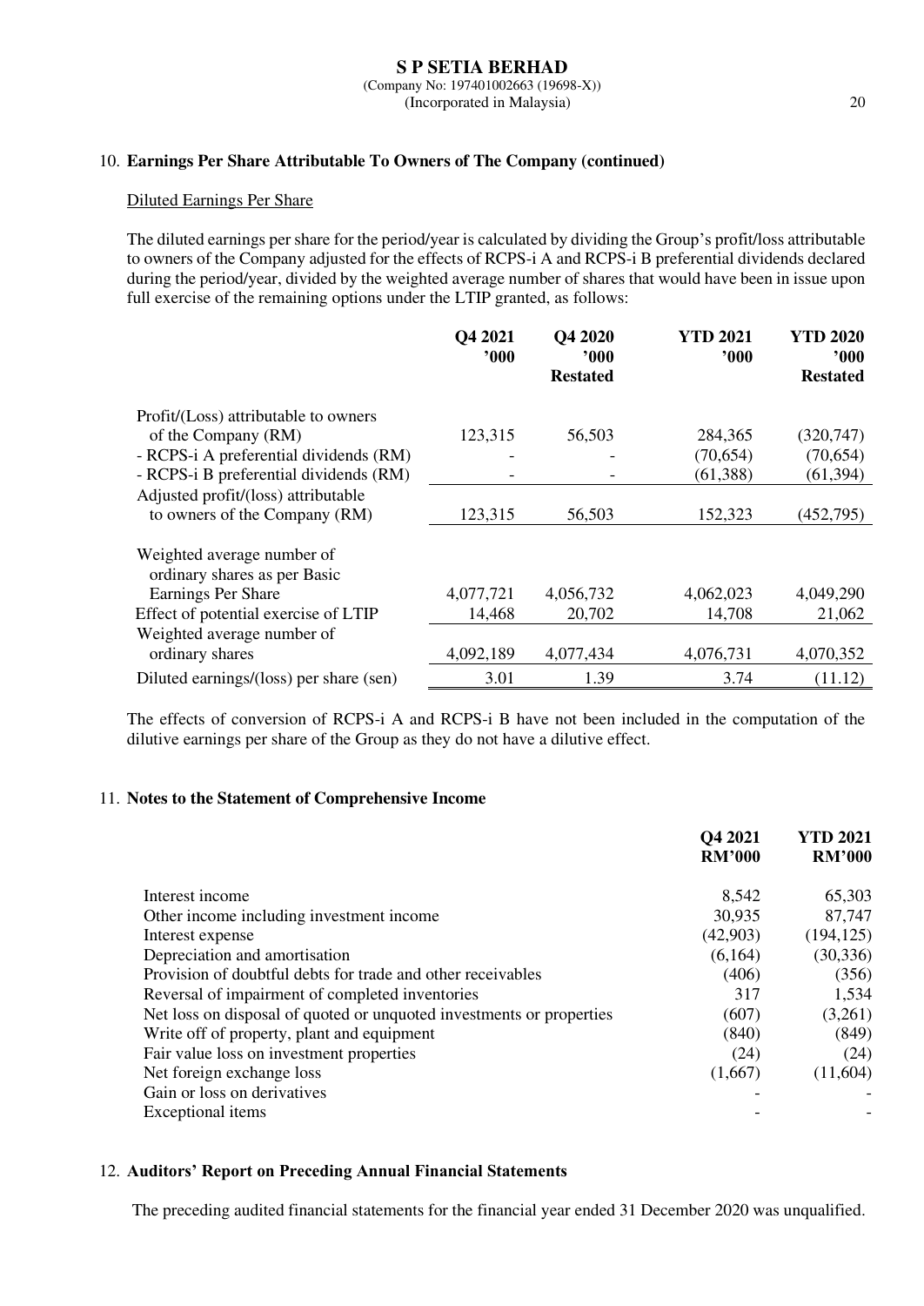## 10. Earnings Per Share Attributable To Owners of The Company (continued)

### Diluted Earnings Per Share

The diluted earnings per share for the period/year is calculated by dividing the Group's profit/loss attributable to owners of the Company adjusted for the effects of RCPS-i A and RCPS-i B preferential dividends declared during the period/year, divided by the weighted average number of shares that would have been in issue upon full exercise of the remaining options under the LTIP granted, as follows:

| | Q4 2021 '000 | Q4 2020 '000 Restated | YTD 2021 '000 | YTD 2020 '000 Restated |
|---|---|---|---|---|
| Profit/(Loss) attributable to owners of the Company (RM) | 123,315 | 56,503 | 284,365 | (320,747) |
| - RCPS-i A preferential dividends (RM) | - | - | (70,654) | (70,654) |
| - RCPS-i B preferential dividends (RM) | - | - | (61,388) | (61,394) |
| Adjusted profit/(loss) attributable to owners of the Company (RM) | 123,315 | 56,503 | 152,323 | (452,795) |
| Weighted average number of ordinary shares as per Basic Earnings Per Share | 4,077,721 | 4,056,732 | 4,062,023 | 4,049,290 |
| Effect of potential exercise of LTIP | 14,468 | 20,702 | 14,708 | 21,062 |
| Weighted average number of ordinary shares | 4,092,189 | 4,077,434 | 4,076,731 | 4,070,352 |
| Diluted earnings/(loss) per share (sen) | 3.01 | 1.39 | 3.74 | (11.12) |

The effects of conversion of RCPS-i A and RCPS-i B have not been included in the computation of the dilutive earnings per share of the Group as they do not have a dilutive effect.

## 11. Notes to the Statement of Comprehensive Income

| | Q4 2021 RM'000 | YTD 2021 RM'000 |
|---|---|---|
| Interest income | 8,542 | 65,303 |
| Other income including investment income | 30,935 | 87,747 |
| Interest expense | (42,903) | (194,125) |
| Depreciation and amortisation | (6,164) | (30,336) |
| Provision of doubtful debts for trade and other receivables | (406) | (356) |
| Reversal of impairment of completed inventories | 317 | 1,534 |
| Net loss on disposal of quoted or unquoted investments or properties | (607) | (3,261) |
| Write off of property, plant and equipment | (840) | (849) |
| Fair value loss on investment properties | (24) | (24) |
| Net foreign exchange loss | (1,667) | (11,604) |
| Gain or loss on derivatives | - | - |
| Exceptional items | - | - |

## 12. Auditors' Report on Preceding Annual Financial Statements

The preceding audited financial statements for the financial year ended 31 December 2020 was unqualified.